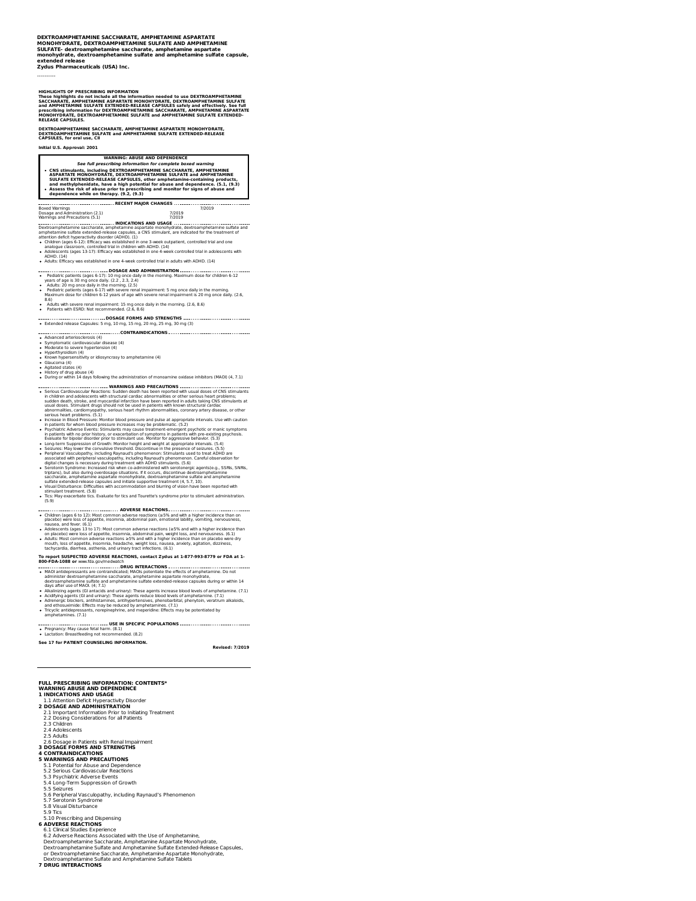**DEXTROAMPHETAMINE SACCHARATE, AMPHETAMINE ASPARTATE MONOHYDRATE, DEXTROAMPHETAMINE SULFATE AND AMPHETAMINE SULFATE- dextroamphetamine saccharate, amphetamine aspartate monohydrate, dextroamphetamine sulfate and amphetamine sulfate capsule, extended release**
**Zydus Pharmaceuticals (USA) Inc.**

----------

**HIGHLIGHTS OF PRESCRIBING INFORMATION**
**These highlights do not include all the information needed to use DEXTROAMPHETAMINE SACCHARATE, AMPHETAMINE ASPARTATE MONOHYDRATE, DEXTROAMPHETAMINE SULFATE and AMPHETAMINE SULFATE EXTENDED-RELEASE CAPSULES safely and effectively. See full prescribing information for DEXTROAMPHETAMINE SACCHARATE, AMPHETAMINE ASPARTATE MONOHYDRATE, DEXTROAMPHETAMINE SULFATE and AMPHETAMINE SULFATE EXTENDED-RELEASE CAPSULES.**

**DEXTROAMPHETAMINE SACCHARATE, AMPHETAMINE ASPARTATE MONOHYDRATE, DEXTROAMPHETAMINE SULFATE and AMPHETAMINE SULFATE EXTENDED-RELEASE CAPSULES, for oral use, CII**

**Initial U.S. Approval: 2001**

**WARNING: ABUSE AND DEPENDENCE**
***See full prescribing information for complete boxed warning***
- **CNS stimulants, including DEXTROAMPHETAMINE SACCHARATE, AMPHETAMINE ASPARTATE MONOHYDRATE, DEXTROAMPHETAMINE SULFATE and AMPHETAMINE SULFATE EXTENDED-RELEASE CAPSULES, other amphetamine-containing products, and methylphenidate, have a high potential for abuse and dependence. (5.1, (9.3)**
- **Assess the risk of abuse prior to prescribing and monitor for signs of abuse and dependence while on therapy. (9.2, (9.3)**

**RECENT MAJOR CHANGES**

| | |
|---|---|
| Boxed Warnings | 7/2019 |
| Dosage and Administration (2.1) | 7/2019 |
| Warnings and Precautions (5.1) | 7/2019 |

**INDICATIONS AND USAGE**

Dextroamphetamine saccharate, amphetamine aspartate monohydrate, dextroamphetamine sulfate and amphetamine sulfate extended-release capsules, a CNS stimulant, are indicated for the treatment of attention deficit hyperactivity disorder (ADHD). (1)
- Children (ages 6-12): Efficacy was established in one 3-week outpatient, controlled trial and one analogue classroom, controlled trial in children with ADHD. (14)
- Adolescents (ages 13-17): Efficacy was established in one 4-week controlled trial in adolescents with ADHD. (14)
- Adults: Efficacy was established in one 4-week controlled trial in adults with ADHD. (14)

**DOSAGE AND ADMINISTRATION**

- Pediatric patients (ages 6-17): 10 mg once daily in the morning. Maximum dose for children 6-12 years of age is 30 mg once daily. (2.2 , 2.3, 2.4)
- Adults: 20 mg once daily in the morning. (2.5)
- Pediatric patients (ages 6-17) with severe renal impairment: 5 mg once daily in the morning. Maximum dose for children 6-12 years of age with severe renal impairment is 20 mg once daily. (2.6, 8.6)
- Adults with severe renal impairment: 15 mg once daily in the morning. (2.6, 8.6)
- Patients with ESRD: Not recommended. (2.6, 8.6)

**DOSAGE FORMS AND STRENGTHS**

- Extended release Capsules: 5 mg, 10 mg, 15 mg, 20 mg, 25 mg, 30 mg (3)

**CONTRAINDICATIONS**

- Advanced arteriosclerosis (4)
- Symptomatic cardiovascular disease (4)
- Moderate to severe hypertension (4)
- Hyperthyroidism (4)
- Known hypersensitivity or idiosyncrasy to amphetamine (4)
- Glaucoma (4)
- Agitated states (4)
- History of drug abuse (4)
- During or within 14 days following the administration of monoamine oxidase inhibitors (MAOI) (4, 7.1)

**WARNINGS AND PRECAUTIONS**

- Serious Cardiovascular Reactions: Sudden death has been reported with usual doses of CNS stimulants in children and adolescents with structural cardiac abnormalities or other serious heart problems; sudden death, stroke, and myocardial infarction have been reported in adults taking CNS stimulants at usual doses. Stimulant drugs should not be used in patients with known structural cardiac abnormalities, cardiomyopathy, serious heart rhythm abnormalities, coronary artery disease, or other serious heart problems. (5.1)
- Increase in Blood Pressure: Monitor blood pressure and pulse at appropriate intervals. Use with caution in patients for whom blood pressure increases may be problematic. (5.2)
- Psychiatric Adverse Events: Stimulants may cause treatment-emergent psychotic or manic symptoms in patients with no prior history, or exacerbation of symptoms in patients with pre-existing psychosis. Evaluate for bipolar disorder prior to stimulant use. Monitor for aggressive behavior. (5.3)
- Long-term Suppression of Growth: Monitor height and weight at appropriate intervals. (5.4)
- Seizures: May lower the convulsive threshold. Discontinue in the presence of seizures. (5.5)
- Peripheral Vasculopathy, including Raynaud's phenomenon: Stimulants used to treat ADHD are associated with peripheral vasculopathy, including Raynaud's phenomenon. Careful observation for digital changes is necessary during treatment with ADHD stimulants. (5.6)
- Serotonin Syndrome: Increased risk when co-administered with serotonergic agents(e.g., SSRIs, SNRIs, triptans), but also during overdosage situations. If it occurs, discontinue dextroamphetamine saccharate, amphetamine aspartate monohydrate, dextroamphetamine sulfate and amphetamine sulfate extended-release capsules and initiate supportive treatment (4, 5.7, 10).
- Visual Disturbance: Difficulties with accommodation and blurring of vision have been reported with stimulant treatment. (5.8)
- Tics: May exacerbate tics. Evaluate for tics and Tourette's syndrome prior to stimulant administration. (5.9)

**ADVERSE REACTIONS**

- Children (ages 6 to 12): Most common adverse reactions (≥5% and with a higher incidence than on placebo) were loss of appetite, insomnia, abdominal pain, emotional lability, vomiting, nervousness, nausea, and fever. (6.1)
- Adolescents (ages 13 to 17): Most common adverse reactions (≥5% and with a higher incidence than on placebo) were loss of appetite, insomnia, abdominal pain, weight loss, and nervousness. (6.1)
- Adults: Most common adverse reactions ≥5% and with a higher incidence than on placebo were dry mouth, loss of appetite, insomnia, headache, weight loss, nausea, anxiety, agitation, dizziness, tachycardia, diarrhea, asthenia, and urinary tract infections. (6.1)

**To report SUSPECTED ADVERSE REACTIONS, contact Zydus at 1-877-993-8779 or FDA at 1-800-FDA-1088 or** www.fda.gov/medwatch

**DRUG INTERACTIONS**

- MAOI antidepressants are contraindicated; MAOIs potentiate the effects of amphetamine. Do not administer dextroamphetamine saccharate, amphetamine aspartate monohydrate, dextroamphetamine sulfate and amphetamine sulfate extended-release capsules during or within 14 days after use of MAOI. (4; 7.1)
- Alkalinizing agents (GI antacids and urinary): These agents increase blood levels of amphetamine. (7.1)
- Acidifying agents (GI and urinary): These agents reduce blood levels of amphetamine. (7.1)
- Adrenergic blockers, antihistamines, antihypertensives, phenobarbital, phenytoin, veratrum alkaloids, and ethosuximide: Effects may be reduced by amphetamines. (7.1)
- Tricyclic antidepressants, norepinephrine, and meperidine: Effects may be potentiated by amphetamines. (7.1)

**USE IN SPECIFIC POPULATIONS**

- Pregnancy: May cause fetal harm. (8.1)
- Lactation: Breastfeeding not recommended. (8.2)

**See 17 for PATIENT COUNSELING INFORMATION.**

**Revised: 7/2019**

---

**FULL PRESCRIBING INFORMATION: CONTENTS***
**WARNING ABUSE AND DEPENDENCE**
**1 INDICATIONS AND USAGE**
 1.1 Attention Deficit Hyperactivity Disorder
**2 DOSAGE AND ADMINISTRATION**
 2.1 Important Information Prior to Initiating Treatment
 2.2 Dosing Considerations for all Patients
 2.3 Children
 2.4 Adolescents
 2.5 Adults
 2.6 Dosage in Patients with Renal Impairment
**3 DOSAGE FORMS AND STRENGTHS**
**4 CONTRAINDICATIONS**
**5 WARNINGS AND PRECAUTIONS**
 5.1 Potential for Abuse and Dependence
 5.2 Serious Cardiovascular Reactions
 5.3 Psychiatric Adverse Events
 5.4 Long-Term Suppression of Growth
 5.5 Seizures
 5.6 Peripheral Vasculopathy, including Raynaud's Phenomenon
 5.7 Serotonin Syndrome
 5.8 Visual Disturbance
 5.9 Tics
 5.10 Prescribing and Dispensing
**6 ADVERSE REACTIONS**
 6.1 Clinical Studies Experience
 6.2 Adverse Reactions Associated with the Use of Amphetamine, Dextroamphetamine Saccharate, Amphetamine Aspartate Monohydrate, Dextroamphetamine Sulfate and Amphetamine Sulfate Extended-Release Capsules, or Dextroamphetamine Saccharate, Amphetamine Aspartate Monohydrate, Dextroamphetamine Sulfate and Amphetamine Sulfate Tablets
**7 DRUG INTERACTIONS**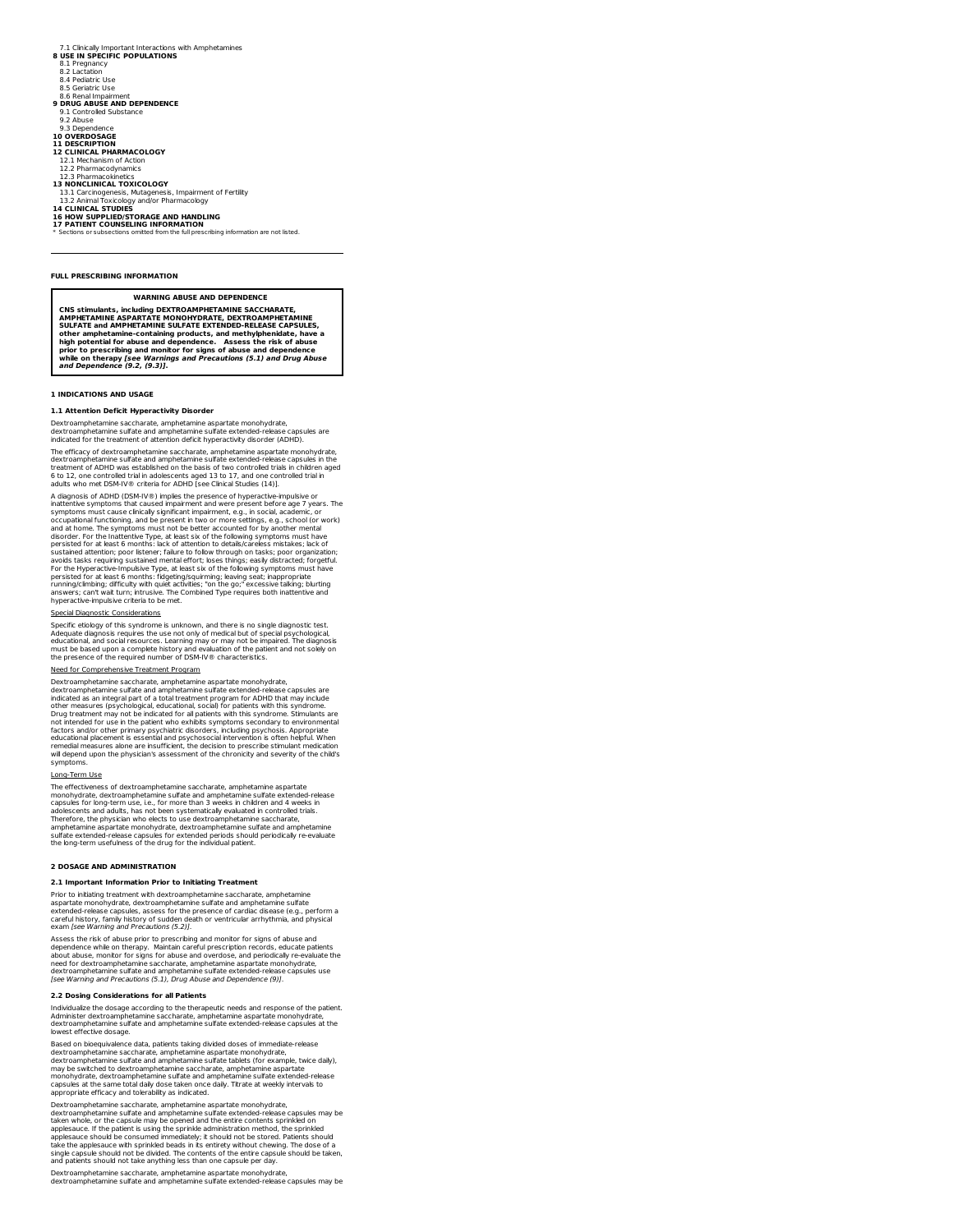7.1 Clinically Important Interactions with Amphetamines

**8 USE IN SPECIFIC POPULATIONS**

8.1 Pregnancy
8.2 Lactation
8.4 Pediatric Use
8.5 Geriatric Use
8.6 Renal Impairment

**9 DRUG ABUSE AND DEPENDENCE**

9.1 Controlled Substance
9.2 Abuse
9.3 Dependence

**10 OVERDOSAGE**

**11 DESCRIPTION**

**12 CLINICAL PHARMACOLOGY**

12.1 Mechanism of Action
12.2 Pharmacodynamics
12.3 Pharmacokinetics

**13 NONCLINICAL TOXICOLOGY**

13.1 Carcinogenesis, Mutagenesis, Impairment of Fertility
13.2 Animal Toxicology and/or Pharmacology

**14 CLINICAL STUDIES**

**16 HOW SUPPLIED/STORAGE AND HANDLING**

**17 PATIENT COUNSELING INFORMATION**

* Sections or subsections omitted from the full prescribing information are not listed.

---

**FULL PRESCRIBING INFORMATION**

> **WARNING ABUSE AND DEPENDENCE**
>
> **CNS stimulants, including DEXTROAMPHETAMINE SACCHARATE, AMPHETAMINE ASPARTATE MONOHYDRATE, DEXTROAMPHETAMINE SULFATE and AMPHETAMINE SULFATE EXTENDED-RELEASE CAPSULES, other amphetamine-containing products, and methylphenidate, have a high potential for abuse and dependence. Assess the risk of abuse prior to prescribing and monitor for signs of abuse and dependence while on therapy *[see Warnings and Precautions (5.1) and Drug Abuse and Dependence (9.2, (9.3)]*.**

## 1 INDICATIONS AND USAGE

### 1.1 Attention Deficit Hyperactivity Disorder

Dextroamphetamine saccharate, amphetamine aspartate monohydrate, dextroamphetamine sulfate and amphetamine sulfate extended-release capsules are indicated for the treatment of attention deficit hyperactivity disorder (ADHD).

The efficacy of dextroamphetamine saccharate, amphetamine aspartate monohydrate, dextroamphetamine sulfate and amphetamine sulfate extended-release capsules in the treatment of ADHD was established on the basis of two controlled trials in children aged 6 to 12, one controlled trial in adolescents aged 13 to 17, and one controlled trial in adults who met DSM-IV® criteria for ADHD [see Clinical Studies (14)].

A diagnosis of ADHD (DSM-IV®) implies the presence of hyperactive-impulsive or inattentive symptoms that caused impairment and were present before age 7 years. The symptoms must cause clinically significant impairment, e.g., in social, academic, or occupational functioning, and be present in two or more settings, e.g., school (or work) and at home. The symptoms must not be better accounted for by another mental disorder. For the Inattentive Type, at least six of the following symptoms must have persisted for at least 6 months: lack of attention to details/careless mistakes; lack of sustained attention; poor listener; failure to follow through on tasks; poor organization; avoids tasks requiring sustained mental effort; loses things; easily distracted; forgetful. For the Hyperactive-Impulsive Type, at least six of the following symptoms must have persisted for at least 6 months: fidgeting/squirming; leaving seat; inappropriate running/climbing; difficulty with quiet activities; "on the go;" excessive talking; blurting answers; can't wait turn; intrusive. The Combined Type requires both inattentive and hyperactive-impulsive criteria to be met.

<u>Special Diagnostic Considerations</u>

Specific etiology of this syndrome is unknown, and there is no single diagnostic test. Adequate diagnosis requires the use not only of medical but of special psychological, educational, and social resources. Learning may or may not be impaired. The diagnosis must be based upon a complete history and evaluation of the patient and not solely on the presence of the required number of DSM-IV® characteristics.

<u>Need for Comprehensive Treatment Program</u>

Dextroamphetamine saccharate, amphetamine aspartate monohydrate, dextroamphetamine sulfate and amphetamine sulfate extended-release capsules are indicated as an integral part of a total treatment program for ADHD that may include other measures (psychological, educational, social) for patients with this syndrome. Drug treatment may not be indicated for all patients with this syndrome. Stimulants are not intended for use in the patient who exhibits symptoms secondary to environmental factors and/or other primary psychiatric disorders, including psychosis. Appropriate educational placement is essential and psychosocial intervention is often helpful. When remedial measures alone are insufficient, the decision to prescribe stimulant medication will depend upon the physician's assessment of the chronicity and severity of the child's symptoms.

<u>Long-Term Use</u>

The effectiveness of dextroamphetamine saccharate, amphetamine aspartate monohydrate, dextroamphetamine sulfate and amphetamine sulfate extended-release capsules for long-term use, i.e., for more than 3 weeks in children and 4 weeks in adolescents and adults, has not been systematically evaluated in controlled trials. Therefore, the physician who elects to use dextroamphetamine saccharate, amphetamine aspartate monohydrate, dextroamphetamine sulfate and amphetamine sulfate extended-release capsules for extended periods should periodically re-evaluate the long-term usefulness of the drug for the individual patient.

## 2 DOSAGE AND ADMINISTRATION

### 2.1 Important Information Prior to Initiating Treatment

Prior to initiating treatment with dextroamphetamine saccharate, amphetamine aspartate monohydrate, dextroamphetamine sulfate and amphetamine sulfate extended-release capsules, assess for the presence of cardiac disease (e.g., perform a careful history, family history of sudden death or ventricular arrhythmia, and physical exam *[see Warning and Precautions (5.2)]*.

Assess the risk of abuse prior to prescribing and monitor for signs of abuse and dependence while on therapy. Maintain careful prescription records, educate patients about abuse, monitor for signs for abuse and overdose, and periodically re-evaluate the need for dextroamphetamine saccharate, amphetamine aspartate monohydrate, dextroamphetamine sulfate and amphetamine sulfate extended-release capsules use *[see Warning and Precautions (5.1), Drug Abuse and Dependence (9)]*.

### 2.2 Dosing Considerations for all Patients

Individualize the dosage according to the therapeutic needs and response of the patient. Administer dextroamphetamine saccharate, amphetamine aspartate monohydrate, dextroamphetamine sulfate and amphetamine sulfate extended-release capsules at the lowest effective dosage.

Based on bioequivalence data, patients taking divided doses of immediate-release dextroamphetamine saccharate, amphetamine aspartate monohydrate, dextroamphetamine sulfate and amphetamine sulfate tablets (for example, twice daily), may be switched to dextroamphetamine saccharate, amphetamine aspartate monohydrate, dextroamphetamine sulfate and amphetamine sulfate extended-release capsules at the same total daily dose taken once daily. Titrate at weekly intervals to appropriate efficacy and tolerability as indicated.

Dextroamphetamine saccharate, amphetamine aspartate monohydrate, dextroamphetamine sulfate and amphetamine sulfate extended-release capsules may be taken whole, or the capsule may be opened and the entire contents sprinkled on applesauce. If the patient is using the sprinkle administration method, the sprinkled applesauce should be consumed immediately; it should not be stored. Patients should take the applesauce with sprinkled beads in its entirety without chewing. The dose of a single capsule should not be divided. The contents of the entire capsule should be taken, and patients should not take anything less than one capsule per day.

Dextroamphetamine saccharate, amphetamine aspartate monohydrate, dextroamphetamine sulfate and amphetamine sulfate extended-release capsules may be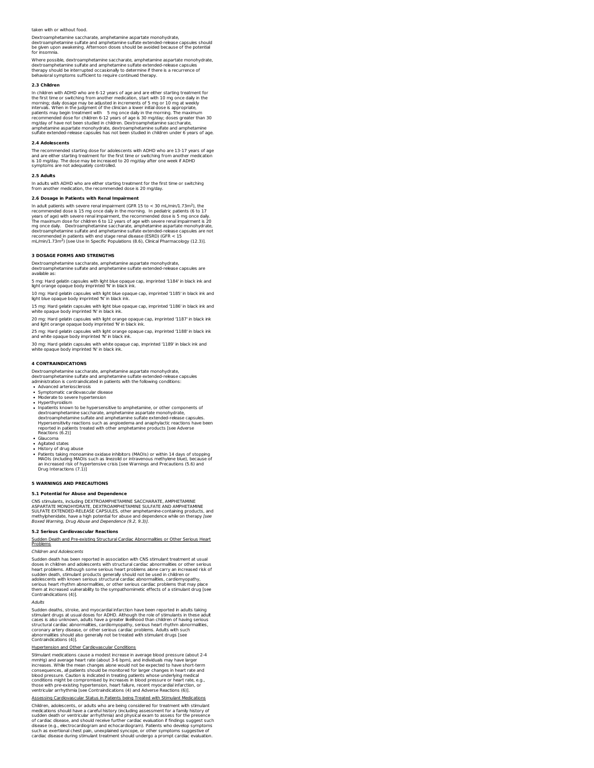taken with or without food.

Dextroamphetamine saccharate, amphetamine aspartate monohydrate, dextroamphetamine sulfate and amphetamine sulfate extended-release capsules should be given upon awakening. Afternoon doses should be avoided because of the potential for insomnia.

Where possible, dextroamphetamine saccharate, amphetamine aspartate monohydrate, dextroamphetamine sulfate and amphetamine sulfate extended-release capsules therapy should be interrupted occasionally to determine if there is a recurrence of behavioral symptoms sufficient to require continued therapy.

### 2.3 Children

In children with ADHD who are 6-12 years of age and are either starting treatment for the first time or switching from another medication, start with 10 mg once daily in the morning; daily dosage may be adjusted in increments of 5 mg or 10 mg at weekly intervals. When in the judgment of the clinician a lower initial dose is appropriate, patients may begin treatment with 5 mg once daily in the morning. The maximum recommended dose for children 6-12 years of age is 30 mg/day; doses greater than 30 mg/day of have not been studied in children. Dextroamphetamine saccharate, amphetamine aspartate monohydrate, dextroamphetamine sulfate and amphetamine sulfate extended-release capsules has not been studied in children under 6 years of age.

### 2.4 Adolescents

The recommended starting dose for adolescents with ADHD who are 13-17 years of age and are either starting treatment for the first time or switching from another medication is 10 mg/day. The dose may be increased to 20 mg/day after one week if ADHD symptoms are not adequately controlled.

### 2.5 Adults

In adults with ADHD who are either starting treatment for the first time or switching from another medication, the recommended dose is 20 mg/day.

### 2.6 Dosage in Patients with Renal Impairment

In adult patients with severe renal impairment (GFR 15 to < 30 mL/min/1.73m$^2$), the recommended dose is 15 mg once daily in the morning. In pediatric patients (6 to 17 years of age) with severe renal impairment, the recommended dose is 5 mg once daily. The maximum dose for children 6 to 12 years of age with severe renal impairment is 20 mg once daily. Dextroamphetamine saccharate, amphetamine aspartate monohydrate, dextroamphetamine sulfate and amphetamine sulfate extended-release capsules are not recommended in patients with end stage renal disease (ESRD) (GFR < 15 mL/min/1.73m$^2$) [see Use In Specific Populations (8.6), Clinical Pharmacology (12.3)].

## 3 DOSAGE FORMS AND STRENGTHS

Dextroamphetamine saccharate, amphetamine aspartate monohydrate, dextroamphetamine sulfate and amphetamine sulfate extended-release capsules are available as:

5 mg: Hard gelatin capsules with light blue opaque cap, imprinted '1184' in black ink and light orange opaque body imprinted 'N' in black ink.

10 mg: Hard gelatin capsules with light blue opaque cap, imprinted '1185' in black ink and light blue opaque body imprinted 'N' in black ink.

15 mg: Hard gelatin capsules with light blue opaque cap, imprinted '1186' in black ink and white opaque body imprinted 'N' in black ink.

20 mg: Hard gelatin capsules with light orange opaque cap, imprinted '1187' in black ink and light orange opaque body imprinted 'N' in black ink.

25 mg: Hard gelatin capsules with light orange opaque cap, imprinted '1188' in black ink and white opaque body imprinted 'N' in black ink.

30 mg: Hard gelatin capsules with white opaque cap, imprinted '1189' in black ink and white opaque body imprinted 'N' in black ink.

## 4 CONTRAINDICATIONS

Dextroamphetamine saccharate, amphetamine aspartate monohydrate, dextroamphetamine sulfate and amphetamine sulfate extended-release capsules administration is contraindicated in patients with the following conditions:

- Advanced arteriosclerosis
- Symptomatic cardiovascular disease
- Moderate to severe hypertension
- Hyperthyroidism
- Inpatients known to be hypersensitive to amphetamine, or other components of dextroamphetamine saccharate, amphetamine aspartate monohydrate, dextroamphetamine sulfate and amphetamine sulfate extended-release capsules. Hypersensitivity reactions such as angioedema and anaphylactic reactions have been reported in patients treated with other amphetamine products [see Adverse Reactions (6.2)]
- Glaucoma
- Agitated states
- History of drug abuse
- Patients taking monoamine oxidase inhibitors (MAOIs) or within 14 days of stopping MAOIs (including MAOIs such as linezolid or intravenous methylene blue), because of an increased risk of hypertensive crisis [see Warnings and Precautions (5.6) and Drug Interactions (7.1)]

## 5 WARNINGS AND PRECAUTIONS

### 5.1 Potential for Abuse and Dependence

CNS stimulants, including DEXTROAMPHETAMINE SACCHARATE, AMPHETAMINE ASPARTATE MONOHYDRATE, DEXTROAMPHETAMINE SULFATE AND AMPHETAMINE SULFATE EXTENDED-RELEASE CAPSULES, other amphetamine-containing products, and methylphenidate, have a high potential for abuse and dependence while on therapy *[see Boxed Warning, Drug Abuse and Dependence (9.2, 9.3)]*.

### 5.2 Serious Cardiovascular Reactions

Sudden Death and Pre-existing Structural Cardiac Abnormalities or Other Serious Heart Problems

*Children and Adolescents*

Sudden death has been reported in association with CNS stimulant treatment at usual doses in children and adolescents with structural cardiac abnormalities or other serious heart problems. Although some serious heart problems alone carry an increased risk of sudden death, stimulant products generally should not be used in children or adolescents with known serious structural cardiac abnormalities, cardiomyopathy, serious heart rhythm abnormalities, or other serious cardiac problems that may place them at increased vulnerability to the sympathomimetic effects of a stimulant drug [see Contraindications (4)].

*Adults*

Sudden deaths, stroke, and myocardial infarction have been reported in adults taking stimulant drugs at usual doses for ADHD. Although the role of stimulants in these adult cases is also unknown, adults have a greater likelihood than children of having serious structural cardiac abnormalities, cardiomyopathy, serious heart rhythm abnormalities, coronary artery disease, or other serious cardiac problems. Adults with such abnormalities should also generally not be treated with stimulant drugs [see Contraindications (4)].

Hypertension and Other Cardiovascular Conditions

Stimulant medications cause a modest increase in average blood pressure (about 2-4 mmHg) and average heart rate (about 3-6 bpm), and individuals may have larger increases. While the mean changes alone would not be expected to have short-term consequences, all patients should be monitored for larger changes in heart rate and blood pressure. Caution is indicated in treating patients whose underlying medical conditions might be compromised by increases in blood pressure or heart rate, e.g., those with pre-existing hypertension, heart failure, recent myocardial infarction, or ventricular arrhythmia [see Contraindications (4) and Adverse Reactions (6)].

Assessing Cardiovascular Status in Patients being Treated with Stimulant Medications

Children, adolescents, or adults who are being considered for treatment with stimulant medications should have a careful history (including assessment for a family history of sudden death or ventricular arrhythmia) and physical exam to assess for the presence of cardiac disease, and should receive further cardiac evaluation if findings suggest such disease (e.g., electrocardiogram and echocardiogram). Patients who develop symptoms such as exertional chest pain, unexplained syncope, or other symptoms suggestive of cardiac disease during stimulant treatment should undergo a prompt cardiac evaluation.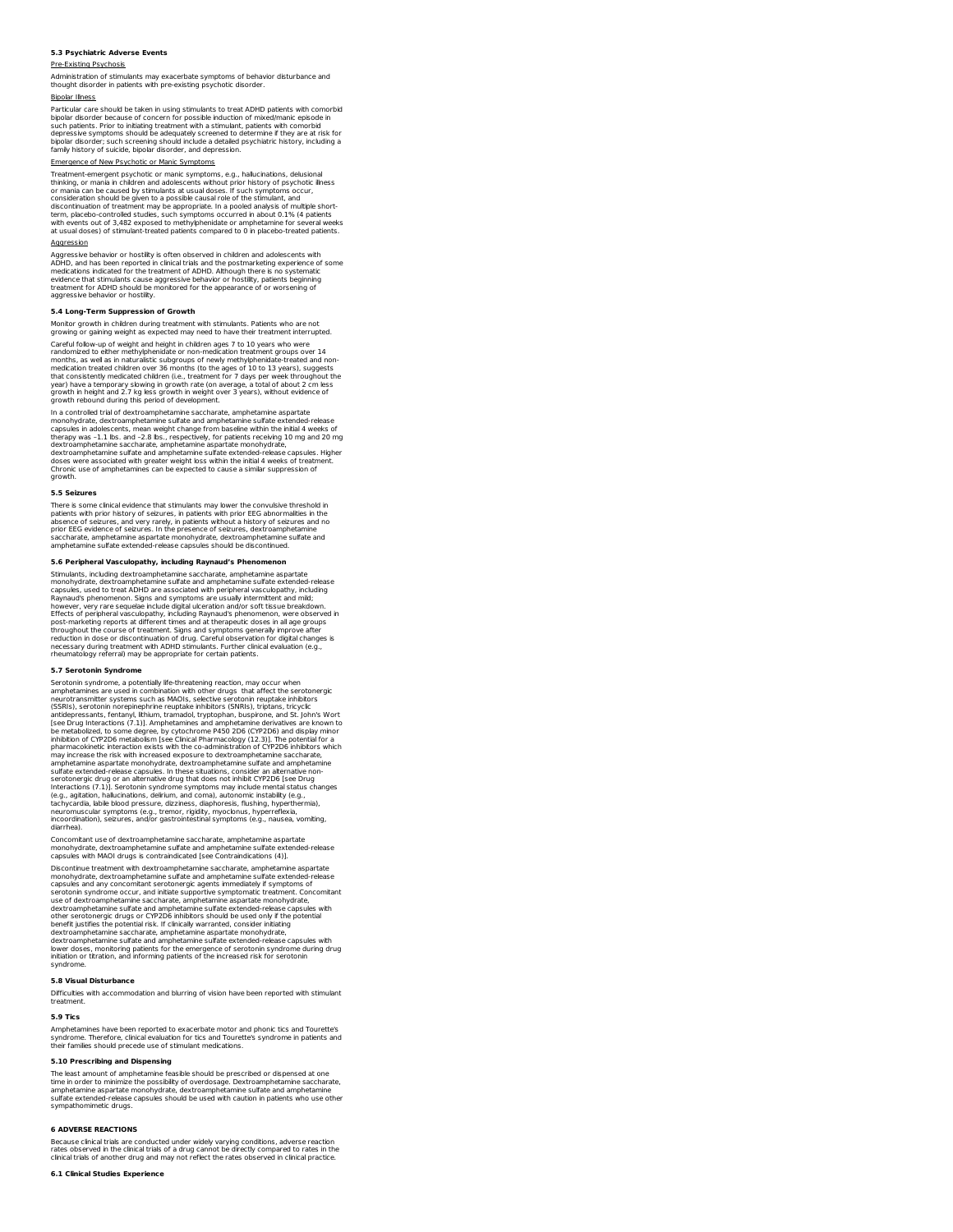### 5.3 Psychiatric Adverse Events

Pre-Existing Psychosis

Administration of stimulants may exacerbate symptoms of behavior disturbance and thought disorder in patients with pre-existing psychotic disorder.

Bipolar Illness

Particular care should be taken in using stimulants to treat ADHD patients with comorbid bipolar disorder because of concern for possible induction of mixed/manic episode in such patients. Prior to initiating treatment with a stimulant, patients with comorbid depressive symptoms should be adequately screened to determine if they are at risk for bipolar disorder; such screening should include a detailed psychiatric history, including a family history of suicide, bipolar disorder, and depression.

Emergence of New Psychotic or Manic Symptoms

Treatment-emergent psychotic or manic symptoms, e.g., hallucinations, delusional thinking, or mania in children and adolescents without prior history of psychotic illness or mania can be caused by stimulants at usual doses. If such symptoms occur, consideration should be given to a possible causal role of the stimulant, and discontinuation of treatment may be appropriate. In a pooled analysis of multiple short-term, placebo-controlled studies, such symptoms occurred in about 0.1% (4 patients with events out of 3,482 exposed to methylphenidate or amphetamine for several weeks at usual doses) of stimulant-treated patients compared to 0 in placebo-treated patients.

Aggression

Aggressive behavior or hostility is often observed in children and adolescents with ADHD, and has been reported in clinical trials and the postmarketing experience of some medications indicated for the treatment of ADHD. Although there is no systematic evidence that stimulants cause aggressive behavior or hostility, patients beginning treatment for ADHD should be monitored for the appearance of or worsening of aggressive behavior or hostility.

### 5.4 Long-Term Suppression of Growth

Monitor growth in children during treatment with stimulants. Patients who are not growing or gaining weight as expected may need to have their treatment interrupted.

Careful follow-up of weight and height in children ages 7 to 10 years who were randomized to either methylphenidate or non-medication treatment groups over 14 months, as well as in naturalistic subgroups of newly methylphenidate-treated and non-medication treated children over 36 months (to the ages of 10 to 13 years), suggests that consistently medicated children (i.e., treatment for 7 days per week throughout the year) have a temporary slowing in growth rate (on average, a total of about 2 cm less growth in height and 2.7 kg less growth in weight over 3 years), without evidence of growth rebound during this period of development.

In a controlled trial of dextroamphetamine saccharate, amphetamine aspartate monohydrate, dextroamphetamine sulfate and amphetamine sulfate extended-release capsules in adolescents, mean weight change from baseline within the initial 4 weeks of therapy was –1.1 lbs. and –2.8 lbs., respectively, for patients receiving 10 mg and 20 mg dextroamphetamine saccharate, amphetamine aspartate monohydrate, dextroamphetamine sulfate and amphetamine sulfate extended-release capsules. Higher doses were associated with greater weight loss within the initial 4 weeks of treatment. Chronic use of amphetamines can be expected to cause a similar suppression of growth.

### 5.5 Seizures

There is some clinical evidence that stimulants may lower the convulsive threshold in patients with prior history of seizures, in patients with prior EEG abnormalities in the absence of seizures, and very rarely, in patients without a history of seizures and no prior EEG evidence of seizures. In the presence of seizures, dextroamphetamine saccharate, amphetamine aspartate monohydrate, dextroamphetamine sulfate and amphetamine sulfate extended-release capsules should be discontinued.

### 5.6 Peripheral Vasculopathy, including Raynaud's Phenomenon

Stimulants, including dextroamphetamine saccharate, amphetamine aspartate monohydrate, dextroamphetamine sulfate and amphetamine sulfate extended-release capsules, used to treat ADHD are associated with peripheral vasculopathy, including Raynaud's phenomenon. Signs and symptoms are usually intermittent and mild; however, very rare sequelae include digital ulceration and/or soft tissue breakdown. Effects of peripheral vasculopathy, including Raynaud's phenomenon, were observed in post-marketing reports at different times and at therapeutic doses in all age groups throughout the course of treatment. Signs and symptoms generally improve after reduction in dose or discontinuation of drug. Careful observation for digital changes is necessary during treatment with ADHD stimulants. Further clinical evaluation (e.g., rheumatology referral) may be appropriate for certain patients.

### 5.7 Serotonin Syndrome

Serotonin syndrome, a potentially life-threatening reaction, may occur when amphetamines are used in combination with other drugs that affect the serotonergic neurotransmitter systems such as MAOIs, selective serotonin reuptake inhibitors (SSRIs), serotonin norepinephrine reuptake inhibitors (SNRIs), triptans, tricyclic antidepressants, fentanyl, lithium, tramadol, tryptophan, buspirone, and St. John's Wort [see Drug Interactions (7.1)]. Amphetamines and amphetamine derivatives are known to be metabolized, to some degree, by cytochrome P450 2D6 (CYP2D6) and display minor inhibition of CYP2D6 metabolism [see Clinical Pharmacology (12.3)]. The potential for a pharmacokinetic interaction exists with the co-administration of CYP2D6 inhibitors which may increase the risk with increased exposure to dextroamphetamine saccharate, amphetamine aspartate monohydrate, dextroamphetamine sulfate and amphetamine sulfate extended-release capsules. In these situations, consider an alternative non-serotonergic drug or an alternative drug that does not inhibit CYP2D6 [see Drug Interactions (7.1)]. Serotonin syndrome symptoms may include mental status changes (e.g., agitation, hallucinations, delirium, and coma), autonomic instability (e.g., tachycardia, labile blood pressure, dizziness, diaphoresis, flushing, hyperthermia), neuromuscular symptoms (e.g., tremor, rigidity, myoclonus, hyperreflexia, incoordination), seizures, and/or gastrointestinal symptoms (e.g., nausea, vomiting, diarrhea).

Concomitant use of dextroamphetamine saccharate, amphetamine aspartate monohydrate, dextroamphetamine sulfate and amphetamine sulfate extended-release capsules with MAOI drugs is contraindicated [see Contraindications (4)].

Discontinue treatment with dextroamphetamine saccharate, amphetamine aspartate monohydrate, dextroamphetamine sulfate and amphetamine sulfate extended-release capsules and any concomitant serotonergic agents immediately if symptoms of serotonin syndrome occur, and initiate supportive symptomatic treatment. Concomitant use of dextroamphetamine saccharate, amphetamine aspartate monohydrate, dextroamphetamine sulfate and amphetamine sulfate extended-release capsules with other serotonergic drugs or CYP2D6 inhibitors should be used only if the potential benefit justifies the potential risk. If clinically warranted, consider initiating dextroamphetamine saccharate, amphetamine aspartate monohydrate, dextroamphetamine sulfate and amphetamine sulfate extended-release capsules with lower doses, monitoring patients for the emergence of serotonin syndrome during drug initiation or titration, and informing patients of the increased risk for serotonin syndrome.

### 5.8 Visual Disturbance

Difficulties with accommodation and blurring of vision have been reported with stimulant treatment.

### 5.9 Tics

Amphetamines have been reported to exacerbate motor and phonic tics and Tourette's syndrome. Therefore, clinical evaluation for tics and Tourette's syndrome in patients and their families should precede use of stimulant medications.

### 5.10 Prescribing and Dispensing

The least amount of amphetamine feasible should be prescribed or dispensed at one time in order to minimize the possibility of overdosage. Dextroamphetamine saccharate, amphetamine aspartate monohydrate, dextroamphetamine sulfate and amphetamine sulfate extended-release capsules should be used with caution in patients who use other sympathomimetic drugs.

## 6 ADVERSE REACTIONS

Because clinical trials are conducted under widely varying conditions, adverse reaction rates observed in the clinical trials of a drug cannot be directly compared to rates in the clinical trials of another drug and may not reflect the rates observed in clinical practice.

### 6.1 Clinical Studies Experience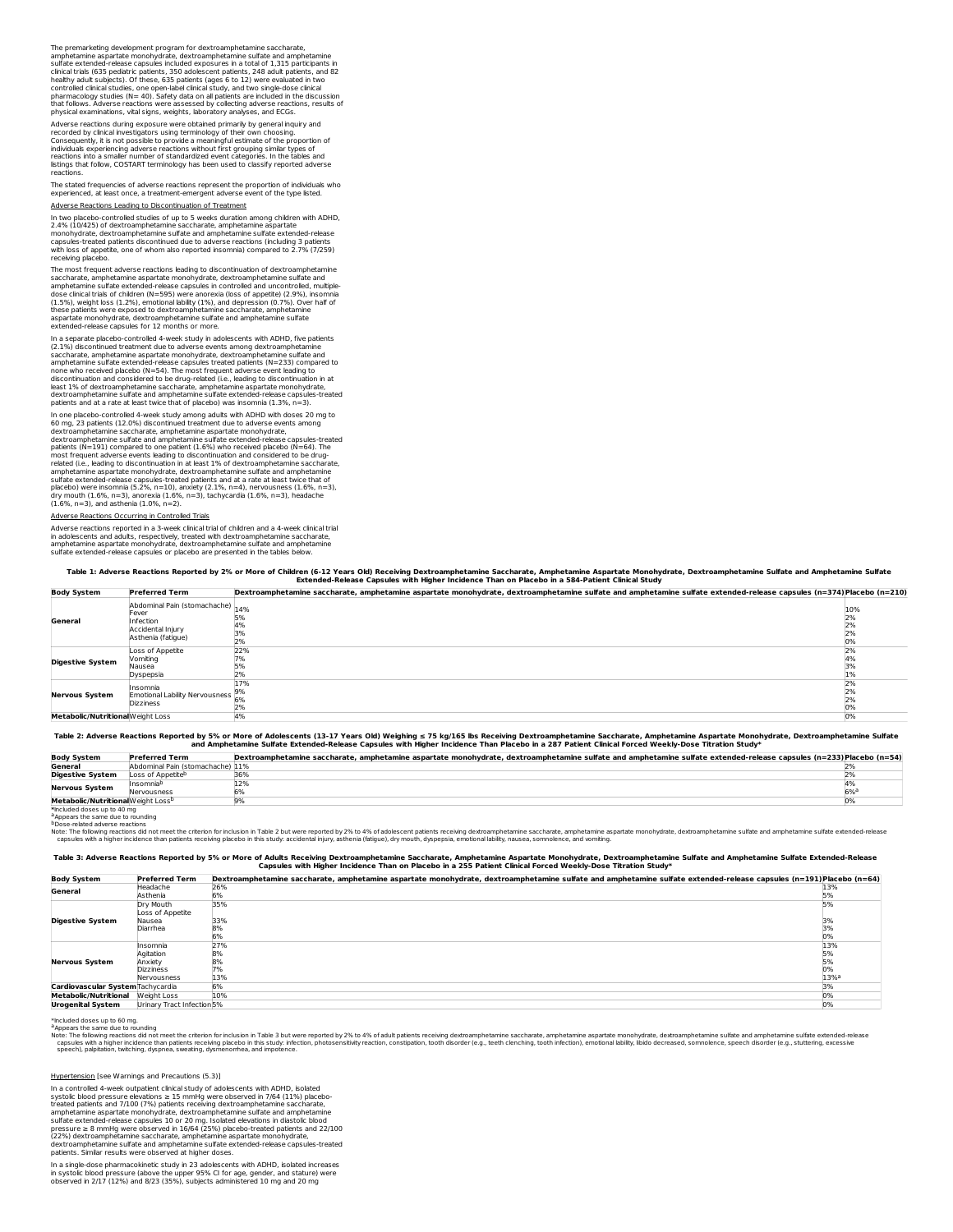The premarketing development program for dextroamphetamine saccharate, amphetamine aspartate monohydrate, dextroamphetamine sulfate and amphetamine sulfate extended-release capsules included exposures in a total of 1,315 participants in clinical trials (635 pediatric patients, 350 adolescent patients, 248 adult patients, and 82 healthy adult subjects). Of these, 635 patients (ages 6 to 12) were evaluated in two controlled clinical studies, one open-label clinical study, and two single-dose clinical pharmacology studies (N= 40). Safety data on all patients are included in the discussion that follows. Adverse reactions were assessed by collecting adverse reactions, results of physical examinations, vital signs, weights, laboratory analyses, and ECGs.

Adverse reactions during exposure were obtained primarily by general inquiry and recorded by clinical investigators using terminology of their own choosing. Consequently, it is not possible to provide a meaningful estimate of the proportion of individuals experiencing adverse reactions without first grouping similar types of reactions into a smaller number of standardized event categories. In the tables and listings that follow, COSTART terminology has been used to classify reported adverse reactions.

The stated frequencies of adverse reactions represent the proportion of individuals who experienced, at least once, a treatment-emergent adverse event of the type listed.

Adverse Reactions Leading to Discontinuation of Treatment

In two placebo-controlled studies of up to 5 weeks duration among children with ADHD, 2.4% (10/425) of dextroamphetamine saccharate, amphetamine aspartate monohydrate, dextroamphetamine sulfate and amphetamine sulfate extended-release capsules-treated patients discontinued due to adverse reactions (including 3 patients with loss of appetite, one of whom also reported insomnia) compared to 2.7% (7/259) receiving placebo.

The most frequent adverse reactions leading to discontinuation of dextroamphetamine saccharate, amphetamine aspartate monohydrate, dextroamphetamine sulfate and amphetamine sulfate extended-release capsules in controlled and uncontrolled, multiple-dose clinical trials of children (N=595) were anorexia (loss of appetite) (2.9%), insomnia (1.5%), weight loss (1.2%), emotional lability (1%), and depression (0.7%). Over half of these patients were exposed to dextroamphetamine saccharate, amphetamine aspartate monohydrate, dextroamphetamine sulfate and amphetamine sulfate extended-release capsules for 12 months or more.

In a separate placebo-controlled 4-week study in adolescents with ADHD, five patients (2.1%) discontinued treatment due to adverse events among dextroamphetamine saccharate, amphetamine aspartate monohydrate, dextroamphetamine sulfate and amphetamine sulfate extended-release capsules treated patients (N=233) compared to none who received placebo (N=54). The most frequent adverse event leading to discontinuation and considered to be drug-related (i.e., leading to discontinuation in at least 1% of dextroamphetamine saccharate, amphetamine aspartate monohydrate, dextroamphetamine sulfate and amphetamine sulfate extended-release capsules-treated patients and at a rate at least twice that of placebo) was insomnia (1.3%, n=3).

In one placebo-controlled 4-week study among adults with ADHD with doses 20 mg to 60 mg, 23 patients (12.0%) discontinued treatment due to adverse events among dextroamphetamine saccharate, amphetamine aspartate monohydrate, dextroamphetamine sulfate and amphetamine sulfate extended-release capsules-treated patients (N=191) compared to one patient (1.6%) who received placebo (N=64). The most frequent adverse events leading to discontinuation and considered to be drug-related (i.e., leading to discontinuation in at least 1% of dextroamphetamine saccharate, amphetamine aspartate monohydrate, dextroamphetamine sulfate and amphetamine sulfate extended-release capsules-treated patients and at a rate at least twice that of placebo) were insomnia (5.2%, n=10), anxiety (2.1%, n=4), nervousness (1.6%, n=3), dry mouth (1.6%, n=3), anorexia (1.6%, n=3), tachycardia (1.6%, n=3), headache (1.6%, n=3), and asthenia (1.0%, n=2).

Adverse Reactions Occurring in Controlled Trials

Adverse reactions reported in a 3-week clinical trial of children and a 4-week clinical trial in adolescents and adults, respectively, treated with dextroamphetamine saccharate, amphetamine aspartate monohydrate, dextroamphetamine sulfate and amphetamine sulfate extended-release capsules or placebo are presented in the tables below.

**Table 1: Adverse Reactions Reported by 2% or More of Children (6-12 Years Old) Receiving Dextroamphetamine Saccharate, Amphetamine Aspartate Monohydrate, Dextroamphetamine Sulfate and Amphetamine Sulfate Extended-Release Capsules with Higher Incidence Than on Placebo in a 584-Patient Clinical Study**

| Body System | Preferred Term | Dextroamphetamine saccharate, amphetamine aspartate monohydrate, dextroamphetamine sulfate and amphetamine sulfate extended-release capsules (n=374) | Placebo (n=210) |
|---|---|---|---|
| General | Abdominal Pain (stomachache) | 14% | 10% |
| | Fever | 5% | 2% |
| | Infection | 4% | 2% |
| | Accidental Injury | 3% | 2% |
| | Asthenia (fatigue) | 2% | 0% |
| Digestive System | Loss of Appetite | 22% | 2% |
| | Vomiting | 7% | 4% |
| | Nausea | 5% | 3% |
| | Dyspepsia | 2% | 1% |
| Nervous System | Insomnia | 17% | 2% |
| | Emotional Lability | 9% | 2% |
| | Nervousness | 6% | 2% |
| | Dizziness | 2% | 0% |
| Metabolic/Nutritional | Weight Loss | 4% | 0% |

**Table 2: Adverse Reactions Reported by 5% or More of Adolescents (13-17 Years Old) Weighing ≤ 75 kg/165 lbs Receiving Dextroamphetamine Saccharate, Amphetamine Aspartate Monohydrate, Dextroamphetamine Sulfate and Amphetamine Sulfate Extended-Release Capsules with Higher Incidence Than Placebo in a 287 Patient Clinical Forced Weekly-Dose Titration Study***

| Body System | Preferred Term | Dextroamphetamine saccharate, amphetamine aspartate monohydrate, dextroamphetamine sulfate and amphetamine sulfate extended-release capsules (n=233) | Placebo (n=54) |
|---|---|---|---|
| General | Abdominal Pain (stomachache) | 11% | 2% |
| Digestive System | Loss of Appetite[b] | 36% | 2% |
| Nervous System | Insomnia[b] | 12% | 4% |
| | Nervousness | 6% | 6%[a] |
| Metabolic/Nutritional | Weight Loss[b] | 9% | 0% |

*Included doses up to 40 mg
[a]Appears the same due to rounding
[b]Dose-related adverse reactions
Note: The following reactions did not meet the criterion for inclusion in Table 2 but were reported by 2% to 4% of adolescent patients receiving dextroamphetamine saccharate, amphetamine aspartate monohydrate, dextroamphetamine sulfate and amphetamine sulfate extended-release capsules with a higher incidence than patients receiving placebo in this study: accidental injury, asthenia (fatigue), dry mouth, dyspepsia, emotional lability, nausea, somnolence, and vomiting.

**Table 3: Adverse Reactions Reported by 5% or More of Adults Receiving Dextroamphetamine Saccharate, Amphetamine Aspartate Monohydrate, Dextroamphetamine Sulfate and Amphetamine Sulfate Extended-Release Capsules with Higher Incidence Than on Placebo in a 255 Patient Clinical Forced Weekly-Dose Titration Study***

| Body System | Preferred Term | Dextroamphetamine saccharate, amphetamine aspartate monohydrate, dextroamphetamine sulfate and amphetamine sulfate extended-release capsules (n=191) | Placebo (n=64) |
|---|---|---|---|
| General | Headache | 26% | 13% |
| | Asthenia | 6% | 5% |
| Digestive System | Dry Mouth | 35% | 5% |
| | Loss of Appetite | 33% | 3% |
| | Nausea | 8% | 3% |
| | Diarrhea | 6% | 0% |
| Nervous System | Insomnia | 27% | 13% |
| | Agitation | 8% | 5% |
| | Anxiety | 8% | 5% |
| | Dizziness | 7% | 0% |
| | Nervousness | 13% | 13%[a] |
| Cardiovascular System | Tachycardia | 6% | 3% |
| Metabolic/Nutritional | Weight Loss | 10% | 0% |
| Urogenital System | Urinary Tract Infection | 5% | 0% |

*Included doses up to 60 mg.
[a]Appears the same due to rounding
Note: The following reactions did not meet the criterion for inclusion in Table 3 but were reported by 2% to 4% of adult patients receiving dextroamphetamine saccharate, amphetamine aspartate monohydrate, dextroamphetamine sulfate and amphetamine sulfate extended-release capsules with a higher incidence than patients receiving placebo in this study: infection, photosensitivity reaction, constipation, tooth disorder (e.g., teeth clenching, tooth infection), emotional lability, libido decreased, somnolence, speech disorder (e.g., stuttering, excessive speech), palpitation, twitching, dyspnea, sweating, dysmenorrhea, and impotence.

Hypertension [see Warnings and Precautions (5.3)]

In a controlled 4-week outpatient clinical study of adolescents with ADHD, isolated systolic blood pressure elevations ≥ 15 mmHg were observed in 7/64 (11%) placebo-treated patients and 7/100 (7%) patients receiving dextroamphetamine saccharate, amphetamine aspartate monohydrate, dextroamphetamine sulfate and amphetamine sulfate extended-release capsules 10 or 20 mg. Isolated elevations in diastolic blood pressure ≥ 8 mmHg were observed in 16/64 (25%) placebo-treated patients and 22/100 (22%) dextroamphetamine saccharate, amphetamine aspartate monohydrate, dextroamphetamine sulfate and amphetamine sulfate extended-release capsules-treated patients. Similar results were observed at higher doses.

In a single-dose pharmacokinetic study in 23 adolescents with ADHD, isolated increases in systolic blood pressure (above the upper 95% CI for age, gender, and stature) were observed in 2/17 (12%) and 8/23 (35%), subjects administered 10 mg and 20 mg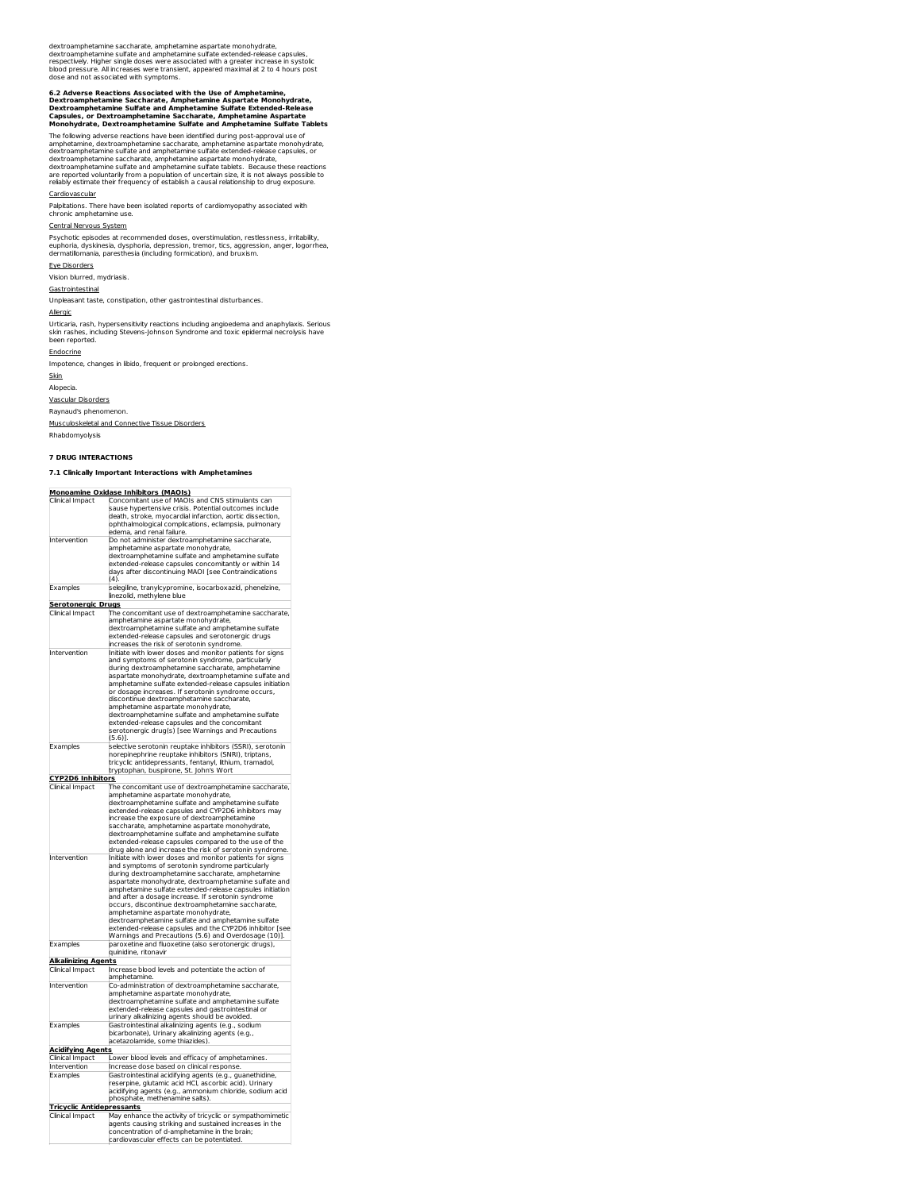dextroamphetamine saccharate, amphetamine aspartate monohydrate, dextroamphetamine sulfate and amphetamine sulfate extended-release capsules, respectively. Higher single doses were associated with a greater increase in systolic blood pressure. All increases were transient, appeared maximal at 2 to 4 hours post dose and not associated with symptoms.

### 6.2 Adverse Reactions Associated with the Use of Amphetamine, Dextroamphetamine Saccharate, Amphetamine Aspartate Monohydrate, Dextroamphetamine Sulfate and Amphetamine Sulfate Extended-Release Capsules, or Dextroamphetamine Saccharate, Amphetamine Aspartate Monohydrate, Dextroamphetamine Sulfate and Amphetamine Sulfate Tablets

The following adverse reactions have been identified during post-approval use of amphetamine, dextroamphetamine saccharate, amphetamine aspartate monohydrate, dextroamphetamine sulfate and amphetamine sulfate extended-release capsules, or dextroamphetamine saccharate, amphetamine aspartate monohydrate, dextroamphetamine sulfate and amphetamine sulfate tablets. Because these reactions are reported voluntarily from a population of uncertain size, it is not always possible to reliably estimate their frequency of establish a causal relationship to drug exposure.

Cardiovascular

Palpitations. There have been isolated reports of cardiomyopathy associated with chronic amphetamine use.

Central Nervous System

Psychotic episodes at recommended doses, overstimulation, restlessness, irritability, euphoria, dyskinesia, dysphoria, depression, tremor, tics, aggression, anger, logorrhea, dermatillomania, paresthesia (including formication), and bruxism.

Eye Disorders

Vision blurred, mydriasis.

Gastrointestinal

Unpleasant taste, constipation, other gastrointestinal disturbances.

Allergic

Urticaria, rash, hypersensitivity reactions including angioedema and anaphylaxis. Serious skin rashes, including Stevens-Johnson Syndrome and toxic epidermal necrolysis have been reported.

Endocrine

Impotence, changes in libido, frequent or prolonged erections.

Skin

Alopecia.

Vascular Disorders

Raynaud's phenomenon.

Musculoskeletal and Connective Tissue Disorders

Rhabdomyolysis

## 7 DRUG INTERACTIONS

### 7.1 Clinically Important Interactions with Amphetamines

| **Monoamine Oxidase Inhibitors (MAOIs)** | |
|---|---|
| Clinical Impact | Concomitant use of MAOIs and CNS stimulants can cause hypertensive crisis. Potential outcomes include death, stroke, myocardial infarction, aortic dissection, ophthalmological complications, eclampsia, pulmonary edema, and renal failure. |
| Intervention | Do not administer dextroamphetamine saccharate, amphetamine aspartate monohydrate, dextroamphetamine sulfate and amphetamine sulfate extended-release capsules concomitantly or within 14 days after discontinuing MAOI [see Contraindications (4). |
| Examples | selegiline, tranylcypromine, isocarboxazid, phenelzine, linezolid, methylene blue |
| **Serotonergic Drugs** | |
| Clinical Impact | The concomitant use of dextroamphetamine saccharate, amphetamine aspartate monohydrate, dextroamphetamine sulfate and amphetamine sulfate extended-release capsules and serotonergic drugs increases the risk of serotonin syndrome. |
| Intervention | Initiate with lower doses and monitor patients for signs and symptoms of serotonin syndrome, particularly during dextroamphetamine saccharate, amphetamine aspartate monohydrate, dextroamphetamine sulfate and amphetamine sulfate extended-release capsules initiation or dosage increases. If serotonin syndrome occurs, discontinue dextroamphetamine saccharate, amphetamine aspartate monohydrate, dextroamphetamine sulfate and amphetamine sulfate extended-release capsules and the concomitant serotonergic drug(s) [see Warnings and Precautions (5.6)]. |
| Examples | selective serotonin reuptake inhibitors (SSRI), serotonin norepinephrine reuptake inhibitors (SNRI), triptans, tricyclic antidepressants, fentanyl, lithium, tramadol, tryptophan, buspirone, St. John's Wort |
| **CYP2D6 Inhibitors** | |
| Clinical Impact | The concomitant use of dextroamphetamine saccharate, amphetamine aspartate monohydrate, dextroamphetamine sulfate and amphetamine sulfate extended-release capsules and CYP2D6 inhibitors may increase the exposure of dextroamphetamine saccharate, amphetamine aspartate monohydrate, dextroamphetamine sulfate and amphetamine sulfate extended-release capsules compared to the use of the drug alone and increase the risk of serotonin syndrome. |
| Intervention | Initiate with lower doses and monitor patients for signs and symptoms of serotonin syndrome particularly during dextroamphetamine saccharate, amphetamine aspartate monohydrate, dextroamphetamine sulfate and amphetamine sulfate extended-release capsules initiation and after a dosage increase. If serotonin syndrome occurs, discontinue dextroamphetamine saccharate, amphetamine aspartate monohydrate, dextroamphetamine sulfate and amphetamine sulfate extended-release capsules and the CYP2D6 inhibitor [see Warnings and Precautions (5.6) and Overdosage (10)]. |
| Examples | paroxetine and fluoxetine (also serotonergic drugs), quinidine, ritonavir |
| **Alkalinizing Agents** | |
| Clinical Impact | Increase blood levels and potentiate the action of amphetamine. |
| Intervention | Co-administration of dextroamphetamine saccharate, amphetamine aspartate monohydrate, dextroamphetamine sulfate and amphetamine sulfate extended-release capsules and gastrointestinal or urinary alkalinizing agents should be avoided. |
| Examples | Gastrointestinal alkalinizing agents (e.g., sodium bicarbonate), Urinary alkalinizing agents (e.g., acetazolamide, some thiazides). |
| **Acidifying Agents** | |
| Clinical Impact | Lower blood levels and efficacy of amphetamines. |
| Intervention | Increase dose based on clinical response. |
| Examples | Gastrointestinal acidifying agents (e.g., guanethidine, reserpine, glutamic acid HCl, ascorbic acid). Urinary acidifying agents (e.g., ammonium chloride, sodium acid phosphate, methenamine salts). |
| **Tricyclic Antidepressants** | |
| Clinical Impact | May enhance the activity of tricyclic or sympathomimetic agents causing striking and sustained increases in the concentration of d-amphetamine in the brain; cardiovascular effects can be potentiated. |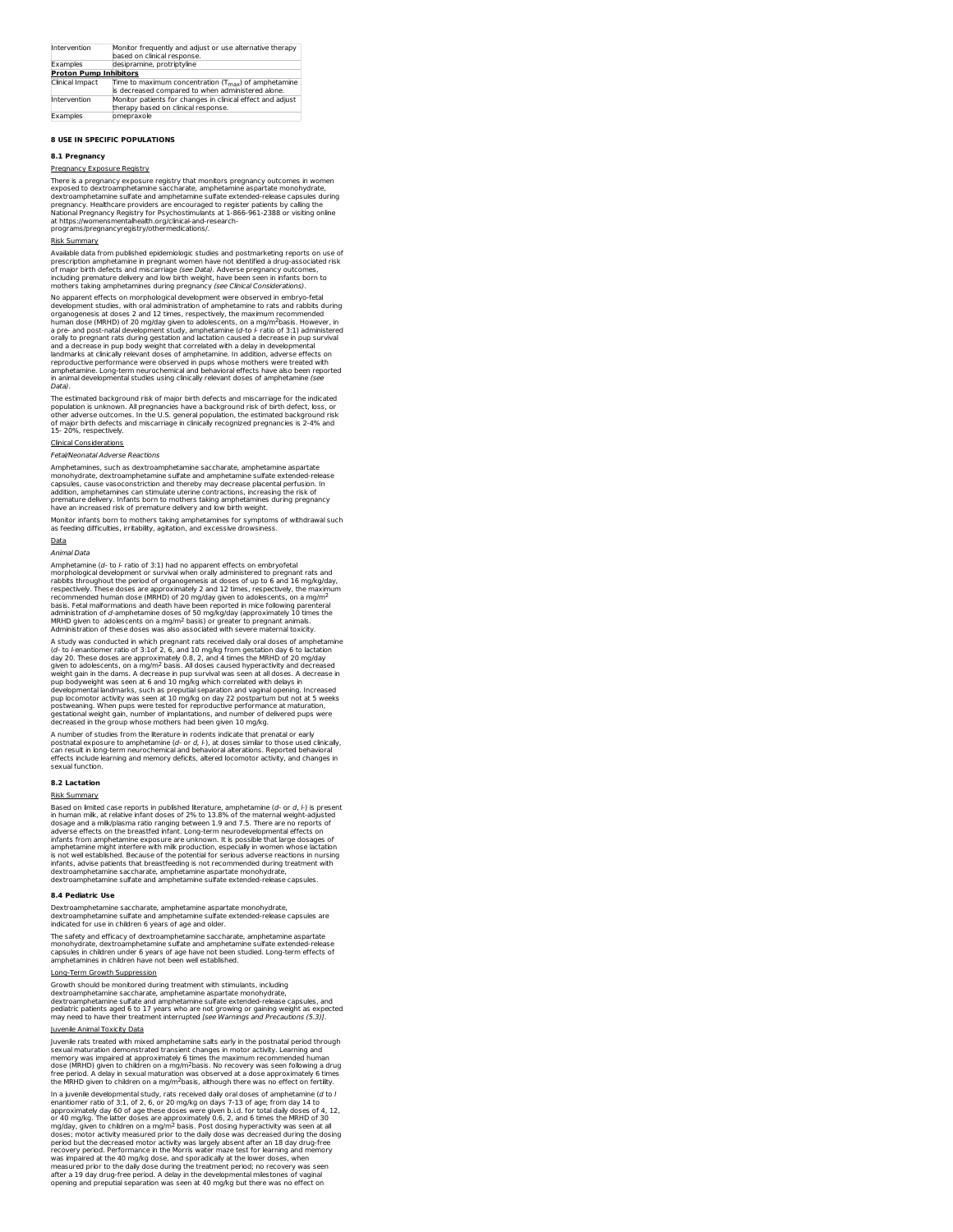| Intervention | Monitor frequently and adjust or use alternative therapy based on clinical response. |
|---|---|
| Examples | desipramine, protriptyline |
| **Proton Pump Inhibitors** | |
| Clinical Impact | Time to maximum concentration ($T_{max}$) of amphetamine is decreased compared to when administered alone. |
| Intervention | Monitor patients for changes in clinical effect and adjust therapy based on clinical response. |
| Examples | omeprazole |

## 8 USE IN SPECIFIC POPULATIONS

### 8.1 Pregnancy

Pregnancy Exposure Registry

There is a pregnancy exposure registry that monitors pregnancy outcomes in women exposed to dextroamphetamine saccharate, amphetamine aspartate monohydrate, dextroamphetamine sulfate and amphetamine sulfate extended-release capsules during pregnancy. Healthcare providers are encouraged to register patients by calling the National Pregnancy Registry for Psychostimulants at 1-866-961-2388 or visiting online at https://womensmentalhealth.org/clinical-and-research-programs/pregnancyregistry/othermedications/.

Risk Summary

Available data from published epidemiologic studies and postmarketing reports on use of prescription amphetamine in pregnant women have not identified a drug-associated risk of major birth defects and miscarriage *(see Data)*. Adverse pregnancy outcomes, including premature delivery and low birth weight, have been seen in infants born to mothers taking amphetamines during pregnancy *(see Clinical Considerations)*.

No apparent effects on morphological development were observed in embryo-fetal development studies, with oral administration of amphetamine to rats and rabbits during organogenesis at doses 2 and 12 times, respectively, the maximum recommended human dose (MRHD) of 20 mg/day given to adolescents, on a mg/m$^2$basis. However, in a pre- and post-natal development study, amphetamine (*d*-to *l*- ratio of 3:1) administered orally to pregnant rats during gestation and lactation caused a decrease in pup survival and a decrease in pup body weight that correlated with a delay in developmental landmarks at clinically relevant doses of amphetamine. In addition, adverse effects on reproductive performance were observed in pups whose mothers were treated with amphetamine. Long-term neurochemical and behavioral effects have also been reported in animal developmental studies using clinically relevant doses of amphetamine *(see Data)*.

The estimated background risk of major birth defects and miscarriage for the indicated population is unknown. All pregnancies have a background risk of birth defect, loss, or other adverse outcomes. In the U.S. general population, the estimated background risk of major birth defects and miscarriage in clinically recognized pregnancies is 2-4% and 15- 20%, respectively.

Clinical Considerations

*Fetal/Neonatal Adverse Reactions*

Amphetamines, such as dextroamphetamine saccharate, amphetamine aspartate monohydrate, dextroamphetamine sulfate and amphetamine sulfate extended-release capsules, cause vasoconstriction and thereby may decrease placental perfusion. In addition, amphetamines can stimulate uterine contractions, increasing the risk of premature delivery. Infants born to mothers taking amphetamines during pregnancy have an increased risk of premature delivery and low birth weight.

Monitor infants born to mothers taking amphetamines for symptoms of withdrawal such as feeding difficulties, irritability, agitation, and excessive drowsiness.

Data

*Animal Data*

Amphetamine (*d*- to *l*- ratio of 3:1) had no apparent effects on embryofetal morphological development or survival when orally administered to pregnant rats and rabbits throughout the period of organogenesis at doses of up to 6 and 16 mg/kg/day, respectively. These doses are approximately 2 and 12 times, respectively, the maximum recommended human dose (MRHD) of 20 mg/day given to adolescents, on a mg/m$^2$ basis. Fetal malformations and death have been reported in mice following parenteral administration of *d*-amphetamine doses of 50 mg/kg/day (approximately 10 times the MRHD given to adolescents on a mg/m$^2$ basis) or greater to pregnant animals. Administration of these doses was also associated with severe maternal toxicity.

A study was conducted in which pregnant rats received daily oral doses of amphetamine (*d*- to *l*-enantiomer ratio of 3:1of 2, 6, and 10 mg/kg from gestation day 6 to lactation day 20. These doses are approximately 0.8, 2, and 4 times the MRHD of 20 mg/day given to adolescents, on a mg/m$^2$ basis. All doses caused hyperactivity and decreased weight gain in the dams. A decrease in pup survival was seen at all doses. A decrease in pup bodyweight was seen at 6 and 10 mg/kg which correlated with delays in developmental landmarks, such as preputial separation and vaginal opening. Increased pup locomotor activity was seen at 10 mg/kg on day 22 postpartum but not at 5 weeks postweaning. When pups were tested for reproductive performance at maturation, gestational weight gain, number of implantations, and number of delivered pups were decreased in the group whose mothers had been given 10 mg/kg.

A number of studies from the literature in rodents indicate that prenatal or early postnatal exposure to amphetamine (*d*- or *d, l*-), at doses similar to those used clinically, can result in long-term neurochemical and behavioral alterations. Reported behavioral effects include learning and memory deficits, altered locomotor activity, and changes in sexual function.

### 8.2 Lactation

Risk Summary

Based on limited case reports in published literature, amphetamine (*d*- or *d, l*-) is present in human milk, at relative infant doses of 2% to 13.8% of the maternal weight-adjusted dosage and a milk/plasma ratio ranging between 1.9 and 7.5. There are no reports of adverse effects on the breastfed infant. Long-term neurodevelopmental effects on infants from amphetamine exposure are unknown. It is possible that large dosages of amphetamine might interfere with milk production, especially in women whose lactation is not well established. Because of the potential for serious adverse reactions in nursing infants, advise patients that breastfeeding is not recommended during treatment with dextroamphetamine saccharate, amphetamine aspartate monohydrate, dextroamphetamine sulfate and amphetamine sulfate extended-release capsules.

### 8.4 Pediatric Use

Dextroamphetamine saccharate, amphetamine aspartate monohydrate, dextroamphetamine sulfate and amphetamine sulfate extended-release capsules are indicated for use in children 6 years of age and older.

The safety and efficacy of dextroamphetamine saccharate, amphetamine aspartate monohydrate, dextroamphetamine sulfate and amphetamine sulfate extended-release capsules in children under 6 years of age have not been studied. Long-term effects of amphetamines in children have not been well established.

Long-Term Growth Suppression

Growth should be monitored during treatment with stimulants, including dextroamphetamine saccharate, amphetamine aspartate monohydrate, dextroamphetamine sulfate and amphetamine sulfate extended-release capsules, and pediatric patients aged 6 to 17 years who are not growing or gaining weight as expected may need to have their treatment interrupted *[see Warnings and Precautions (5.3)]*.

Juvenile Animal Toxicity Data

Juvenile rats treated with mixed amphetamine salts early in the postnatal period through sexual maturation demonstrated transient changes in motor activity. Learning and memory was impaired at approximately 6 times the maximum recommended human dose (MRHD) given to children on a mg/m$^2$basis. No recovery was seen following a drug free period. A delay in sexual maturation was observed at a dose approximately 6 times the MRHD given to children on a mg/m$^2$basis, although there was no effect on fertility.

In a juvenile developmental study, rats received daily oral doses of amphetamine (*d* to *l* enantiomer ratio of 3:1, of 2, 6, or 20 mg/kg on days 7-13 of age; from day 14 to approximately day 60 of age these doses were given b.i.d. for total daily doses of 4, 12, or 40 mg/kg. The latter doses are approximately 0.6, 2, and 6 times the MRHD of 30 mg/day, given to children on a mg/m$^2$ basis. Post dosing hyperactivity was seen at all doses; motor activity measured prior to the daily dose was decreased during the dosing period but the decreased motor activity was largely absent after an 18 day drug-free recovery period. Performance in the Morris water maze test for learning and memory was impaired at the 40 mg/kg dose, and sporadically at the lower doses, when measured prior to the daily dose during the treatment period; no recovery was seen after a 19 day drug-free period. A delay in the developmental milestones of vaginal opening and preputial separation was seen at 40 mg/kg but there was no effect on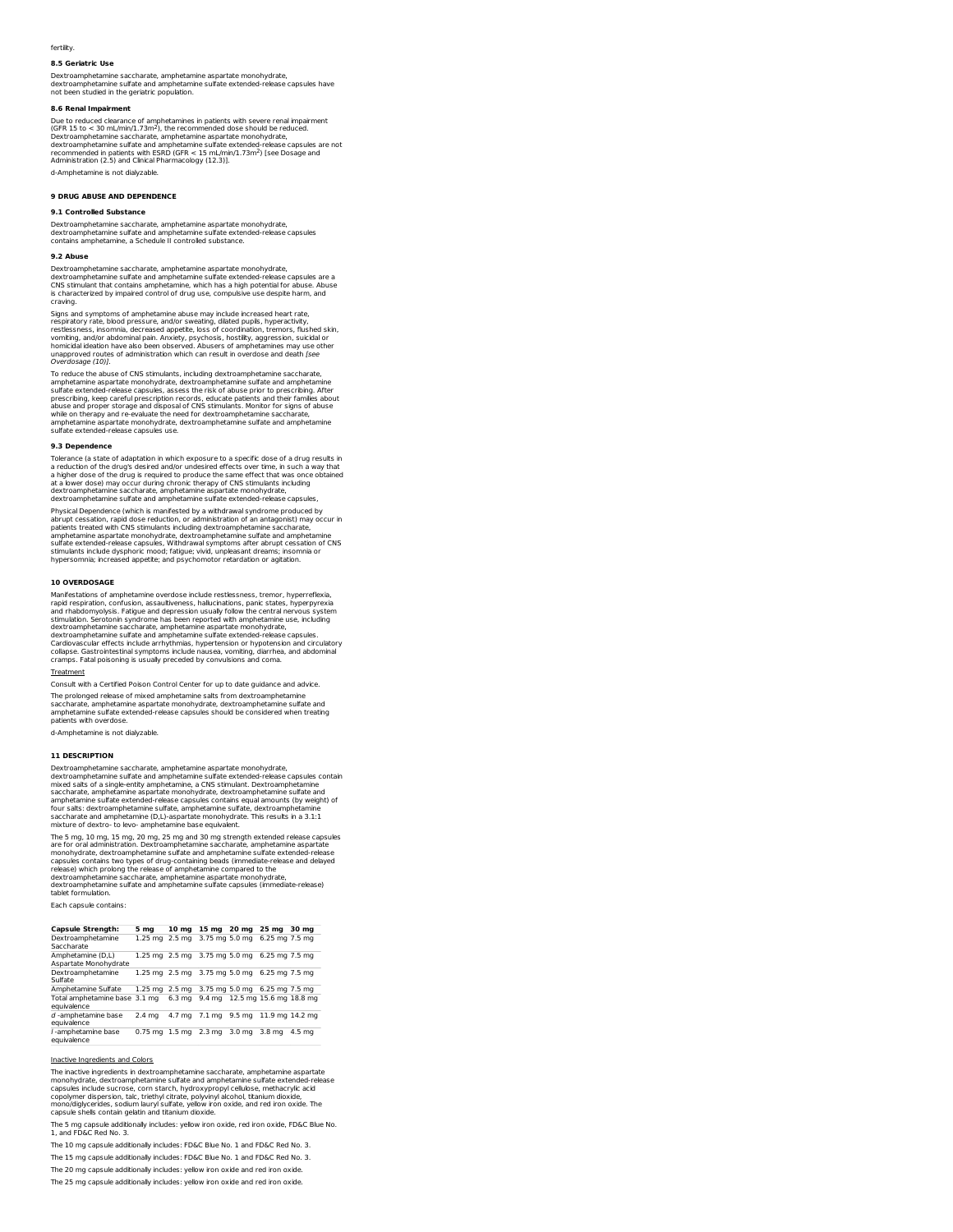fertility.

### 8.5 Geriatric Use

Dextroamphetamine saccharate, amphetamine aspartate monohydrate, dextroamphetamine sulfate and amphetamine sulfate extended-release capsules have not been studied in the geriatric population.

### 8.6 Renal Impairment

Due to reduced clearance of amphetamines in patients with severe renal impairment (GFR 15 to < 30 mL/min/1.73m$^2$), the recommended dose should be reduced. Dextroamphetamine saccharate, amphetamine aspartate monohydrate, dextroamphetamine sulfate and amphetamine sulfate extended-release capsules are not recommended in patients with ESRD (GFR < 15 mL/min/1.73m$^2$) [see Dosage and Administration (2.5) and Clinical Pharmacology (12.3)].

d-Amphetamine is not dialyzable.

## 9 DRUG ABUSE AND DEPENDENCE

### 9.1 Controlled Substance

Dextroamphetamine saccharate, amphetamine aspartate monohydrate, dextroamphetamine sulfate and amphetamine sulfate extended-release capsules contains amphetamine, a Schedule II controlled substance.

### 9.2 Abuse

Dextroamphetamine saccharate, amphetamine aspartate monohydrate, dextroamphetamine sulfate and amphetamine sulfate extended-release capsules are a CNS stimulant that contains amphetamine, which has a high potential for abuse. Abuse is characterized by impaired control of drug use, compulsive use despite harm, and craving.

Signs and symptoms of amphetamine abuse may include increased heart rate, respiratory rate, blood pressure, and/or sweating, dilated pupils, hyperactivity, restlessness, insomnia, decreased appetite, loss of coordination, tremors, flushed skin, vomiting, and/or abdominal pain. Anxiety, psychosis, hostility, aggression, suicidal or homicidal ideation have also been observed. Abusers of amphetamines may use other unapproved routes of administration which can result in overdose and death *[see Overdosage (10)]*.

To reduce the abuse of CNS stimulants, including dextroamphetamine saccharate, amphetamine aspartate monohydrate, dextroamphetamine sulfate and amphetamine sulfate extended-release capsules, assess the risk of abuse prior to prescribing. After prescribing, keep careful prescription records, educate patients and their families about abuse and proper storage and disposal of CNS stimulants. Monitor for signs of abuse while on therapy and re-evaluate the need for dextroamphetamine saccharate, amphetamine aspartate monohydrate, dextroamphetamine sulfate and amphetamine sulfate extended-release capsules use.

### 9.3 Dependence

Tolerance (a state of adaptation in which exposure to a specific dose of a drug results in a reduction of the drug's desired and/or undesired effects over time, in such a way that a higher dose of the drug is required to produce the same effect that was once obtained at a lower dose) may occur during chronic therapy of CNS stimulants including dextroamphetamine saccharate, amphetamine aspartate monohydrate, dextroamphetamine sulfate and amphetamine sulfate extended-release capsules,

Physical Dependence (which is manifested by a withdrawal syndrome produced by abrupt cessation, rapid dose reduction, or administration of an antagonist) may occur in patients treated with CNS stimulants including dextroamphetamine saccharate, amphetamine aspartate monohydrate, dextroamphetamine sulfate and amphetamine sulfate extended-release capsules, Withdrawal symptoms after abrupt cessation of CNS stimulants include dysphoric mood; fatigue; vivid, unpleasant dreams; insomnia or hypersomnia; increased appetite; and psychomotor retardation or agitation.

## 10 OVERDOSAGE

Manifestations of amphetamine overdose include restlessness, tremor, hyperreflexia, rapid respiration, confusion, assaultiveness, hallucinations, panic states, hyperpyrexia and rhabdomyolysis. Fatigue and depression usually follow the central nervous system stimulation. Serotonin syndrome has been reported with amphetamine use, including dextroamphetamine saccharate, amphetamine aspartate monohydrate, dextroamphetamine sulfate and amphetamine sulfate extended-release capsules. Cardiovascular effects include arrhythmias, hypertension or hypotension and circulatory collapse. Gastrointestinal symptoms include nausea, vomiting, diarrhea, and abdominal cramps. Fatal poisoning is usually preceded by convulsions and coma.

Treatment

Consult with a Certified Poison Control Center for up to date guidance and advice.

The prolonged release of mixed amphetamine salts from dextroamphetamine saccharate, amphetamine aspartate monohydrate, dextroamphetamine sulfate and amphetamine sulfate extended-release capsules should be considered when treating patients with overdose.

d-Amphetamine is not dialyzable.

## 11 DESCRIPTION

Dextroamphetamine saccharate, amphetamine aspartate monohydrate, dextroamphetamine sulfate and amphetamine sulfate extended-release capsules contain mixed salts of a single-entity amphetamine, a CNS stimulant. Dextroamphetamine saccharate, amphetamine aspartate monohydrate, dextroamphetamine sulfate and amphetamine sulfate extended-release capsules contains equal amounts (by weight) of four salts: dextroamphetamine sulfate, amphetamine sulfate, dextroamphetamine saccharate and amphetamine (D,L)-aspartate monohydrate. This results in a 3.1:1 mixture of dextro- to levo- amphetamine base equivalent.

The 5 mg, 10 mg, 15 mg, 20 mg, 25 mg and 30 mg strength extended release capsules are for oral administration. Dextroamphetamine saccharate, amphetamine aspartate monohydrate, dextroamphetamine sulfate and amphetamine sulfate extended-release capsules contains two types of drug-containing beads (immediate-release and delayed release) which prolong the release of amphetamine compared to the dextroamphetamine saccharate, amphetamine aspartate monohydrate, dextroamphetamine sulfate and amphetamine sulfate capsules (immediate-release) tablet formulation.

Each capsule contains:

| Capsule Strength: | 5 mg | 10 mg | 15 mg | 20 mg | 25 mg | 30 mg |
|---|---|---|---|---|---|---|
| Dextroamphetamine Saccharate | 1.25 mg | 2.5 mg | 3.75 mg | 5.0 mg | 6.25 mg | 7.5 mg |
| Amphetamine (D,L) Aspartate Monohydrate | 1.25 mg | 2.5 mg | 3.75 mg | 5.0 mg | 6.25 mg | 7.5 mg |
| Dextroamphetamine Sulfate | 1.25 mg | 2.5 mg | 3.75 mg | 5.0 mg | 6.25 mg | 7.5 mg |
| Amphetamine Sulfate | 1.25 mg | 2.5 mg | 3.75 mg | 5.0 mg | 6.25 mg | 7.5 mg |
| Total amphetamine base equivalence | 3.1 mg | 6.3 mg | 9.4 mg | 12.5 mg | 15.6 mg | 18.8 mg |
| *d* -amphetamine base equivalence | 2.4 mg | 4.7 mg | 7.1 mg | 9.5 mg | 11.9 mg | 14.2 mg |
| *l* -amphetamine base equivalence | 0.75 mg | 1.5 mg | 2.3 mg | 3.0 mg | 3.8 mg | 4.5 mg |

Inactive Ingredients and Colors

The inactive ingredients in dextroamphetamine saccharate, amphetamine aspartate monohydrate, dextroamphetamine sulfate and amphetamine sulfate extended-release capsules include sucrose, corn starch, hydroxypropyl cellulose, methacrylic acid copolymer dispersion, talc, triethyl citrate, polyvinyl alcohol, titanium dioxide, mono/diglycerides, sodium lauryl sulfate, yellow iron oxide, and red iron oxide. The capsule shells contain gelatin and titanium dioxide.

The 5 mg capsule additionally includes: yellow iron oxide, red iron oxide, FD&C Blue No. 1, and FD&C Red No. 3.

The 10 mg capsule additionally includes: FD&C Blue No. 1 and FD&C Red No. 3.

The 15 mg capsule additionally includes: FD&C Blue No. 1 and FD&C Red No. 3.

The 20 mg capsule additionally includes: yellow iron oxide and red iron oxide.

The 25 mg capsule additionally includes: yellow iron oxide and red iron oxide.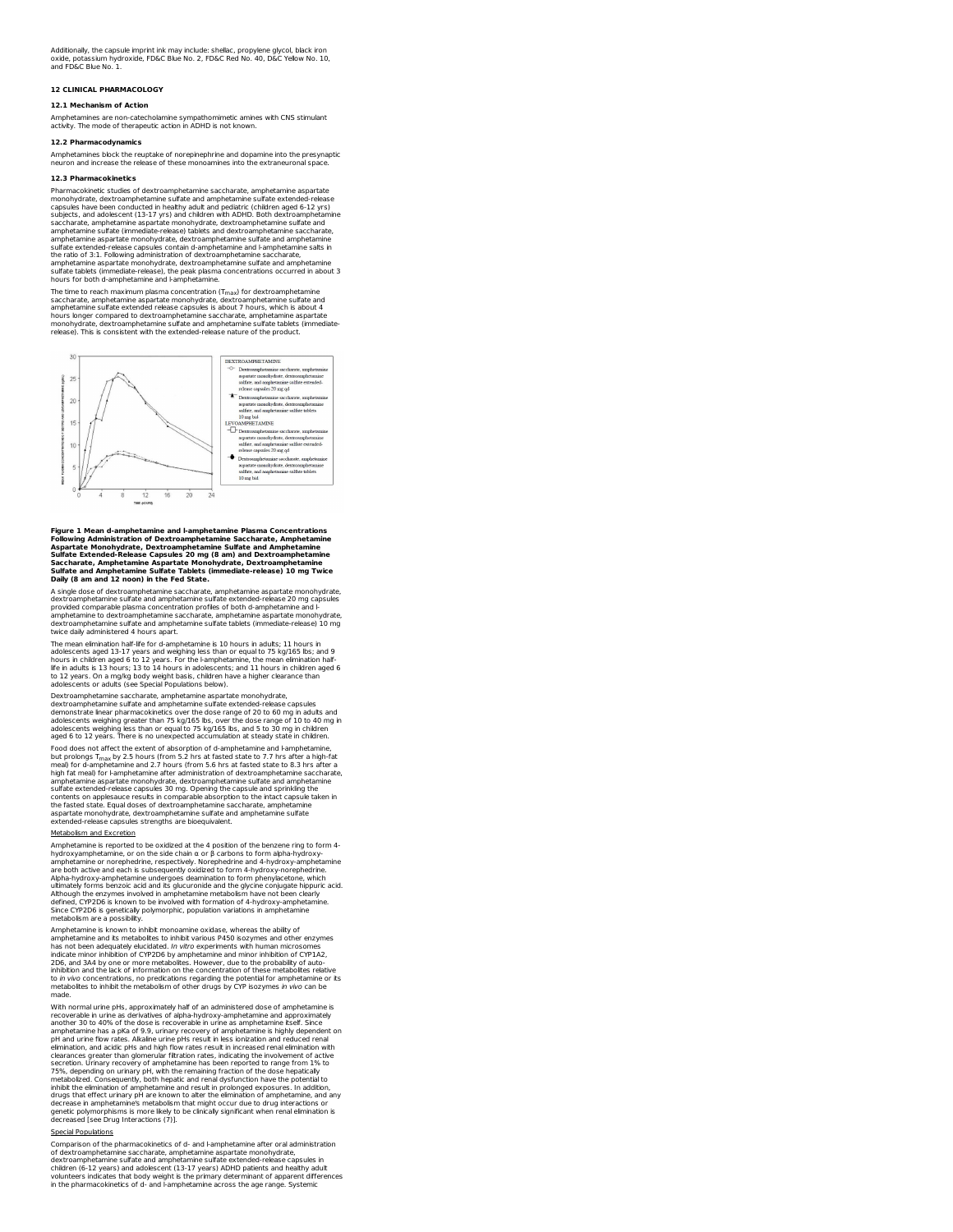Additionally, the capsule imprint ink may include: shellac, propylene glycol, black iron oxide, potassium hydroxide, FD&C Blue No. 2, FD&C Red No. 40, D&C Yellow No. 10, and FD&C Blue No. 1.

## 12 CLINICAL PHARMACOLOGY

### 12.1 Mechanism of Action

Amphetamines are non-catecholamine sympathomimetic amines with CNS stimulant activity. The mode of therapeutic action in ADHD is not known.

### 12.2 Pharmacodynamics

Amphetamines block the reuptake of norepinephrine and dopamine into the presynaptic neuron and increase the release of these monoamines into the extraneuronal space.

### 12.3 Pharmacokinetics

Pharmacokinetic studies of dextroamphetamine saccharate, amphetamine aspartate monohydrate, dextroamphetamine sulfate and amphetamine sulfate extended-release capsules have been conducted in healthy adult and pediatric (children aged 6-12 yrs) subjects, and adolescent (13-17 yrs) and children with ADHD. Both dextroamphetamine saccharate, amphetamine aspartate monohydrate, dextroamphetamine sulfate and amphetamine sulfate (immediate-release) tablets and dextroamphetamine saccharate, amphetamine aspartate monohydrate, dextroamphetamine sulfate and amphetamine sulfate extended-release capsules contain d-amphetamine and l-amphetamine salts in the ratio of 3:1. Following administration of dextroamphetamine saccharate, amphetamine aspartate monohydrate, dextroamphetamine sulfate and amphetamine sulfate tablets (immediate-release), the peak plasma concentrations occurred in about 3 hours for both d-amphetamine and l-amphetamine.

The time to reach maximum plasma concentration ($T_{max}$) for dextroamphetamine saccharate, amphetamine aspartate monohydrate, dextroamphetamine sulfate and amphetamine sulfate extended release capsules is about 7 hours, which is about 4 hours longer compared to dextroamphetamine saccharate, amphetamine aspartate monohydrate, dextroamphetamine sulfate and amphetamine sulfate tablets (immediate-release). This is consistent with the extended-release nature of the product.

**Figure 1 Mean d-amphetamine and l-amphetamine Plasma Concentrations Following Administration of Dextroamphetamine Saccharate, Amphetamine Aspartate Monohydrate, Dextroamphetamine Sulfate and Amphetamine Sulfate Extended-Release Capsules 20 mg (8 am) and Dextroamphetamine Saccharate, Amphetamine Aspartate Monohydrate, Dextroamphetamine Sulfate and Amphetamine Sulfate Tablets (immediate-release) 10 mg Twice Daily (8 am and 12 noon) in the Fed State.**

A single dose of dextroamphetamine saccharate, amphetamine aspartate monohydrate, dextroamphetamine sulfate and amphetamine sulfate extended-release 20 mg capsules provided comparable plasma concentration profiles of both d-amphetamine and l-amphetamine to dextroamphetamine saccharate, amphetamine aspartate monohydrate, dextroamphetamine sulfate and amphetamine sulfate tablets (immediate-release) 10 mg twice daily administered 4 hours apart.

The mean elimination half-life for d-amphetamine is 10 hours in adults; 11 hours in adolescents aged 13-17 years and weighing less than or equal to 75 kg/165 lbs; and 9 hours in children aged 6 to 12 years. For the l-amphetamine, the mean elimination half-life in adults is 13 hours; 13 to 14 hours in adolescents; and 11 hours in children aged 6 to 12 years. On a mg/kg body weight basis, children have a higher clearance than adolescents or adults (see Special Populations below).

Dextroamphetamine saccharate, amphetamine aspartate monohydrate, dextroamphetamine sulfate and amphetamine sulfate extended-release capsules demonstrate linear pharmacokinetics over the dose range of 20 to 60 mg in adults and adolescents weighing greater than 75 kg/165 lbs, over the dose range of 10 to 40 mg in adolescents weighing less than or equal to 75 kg/165 lbs, and 5 to 30 mg in children aged 6 to 12 years. There is no unexpected accumulation at steady state in children.

Food does not affect the extent of absorption of d-amphetamine and l-amphetamine, but prolongs $T_{max}$ by 2.5 hours (from 5.2 hrs at fasted state to 7.7 hrs after a high-fat meal) for d-amphetamine and 2.7 hours (from 5.6 hrs at fasted state to 8.3 hrs after a high fat meal) for l-amphetamine after administration of dextroamphetamine saccharate, amphetamine aspartate monohydrate, dextroamphetamine sulfate and amphetamine sulfate extended-release capsules 30 mg. Opening the capsule and sprinkling the contents on applesauce results in comparable absorption to the intact capsule taken in the fasted state. Equal doses of dextroamphetamine saccharate, amphetamine aspartate monohydrate, dextroamphetamine sulfate and amphetamine sulfate extended-release capsules strengths are bioequivalent.

Metabolism and Excretion

Amphetamine is reported to be oxidized at the 4 position of the benzene ring to form 4-hydroxyamphetamine, or on the side chain α or β carbons to form alpha-hydroxy-amphetamine or norephedrine, respectively. Norephedrine and 4-hydroxy-amphetamine are both active and each is subsequently oxidized to form 4-hydroxy-norephedrine. Alpha-hydroxy-amphetamine undergoes deamination to form phenylacetone, which ultimately forms benzoic acid and its glucuronide and the glycine conjugate hippuric acid. Although the enzymes involved in amphetamine metabolism have not been clearly defined, CYP2D6 is known to be involved with formation of 4-hydroxy-amphetamine. Since CYP2D6 is genetically polymorphic, population variations in amphetamine metabolism are a possibility.

Amphetamine is known to inhibit monoamine oxidase, whereas the ability of amphetamine and its metabolites to inhibit various P450 isozymes and other enzymes has not been adequately elucidated. *In vitro* experiments with human microsomes indicate minor inhibition of CYP2D6 by amphetamine and minor inhibition of CYP1A2, 2D6, and 3A4 by one or more metabolites. However, due to the probability of auto-inhibition and the lack of information on the concentration of these metabolites relative to *in vivo* concentrations, no predications regarding the potential for amphetamine or its metabolites to inhibit the metabolism of other drugs by CYP isozymes *in vivo* can be made.

With normal urine pHs, approximately half of an administered dose of amphetamine is recoverable in urine as derivatives of alpha-hydroxy-amphetamine and approximately another 30 to 40% of the dose is recoverable in urine as amphetamine itself. Since amphetamine has a pKa of 9.9, urinary recovery of amphetamine is highly dependent on pH and urine flow rates. Alkaline urine pHs result in less ionization and reduced renal elimination, and acidic pHs and high flow rates result in increased renal elimination with clearances greater than glomerular filtration rates, indicating the involvement of active secretion. Urinary recovery of amphetamine has been reported to range from 1% to 75%, depending on urinary pH, with the remaining fraction of the dose hepatically metabolized. Consequently, both hepatic and renal dysfunction have the potential to inhibit the elimination of amphetamine and result in prolonged exposures. In addition, drugs that effect urinary pH are known to alter the elimination of amphetamine, and any decrease in amphetamine's metabolism that might occur due to drug interactions or genetic polymorphisms is more likely to be clinically significant when renal elimination is decreased [see Drug Interactions (7)].

Special Populations

Comparison of the pharmacokinetics of d- and l-amphetamine after oral administration of dextroamphetamine saccharate, amphetamine aspartate monohydrate, dextroamphetamine sulfate and amphetamine sulfate extended-release capsules in children (6-12 years) and adolescent (13-17 years) ADHD patients and healthy adult volunteers indicates that body weight is the primary determinant of apparent differences in the pharmacokinetics of d- and l-amphetamine across the age range. Systemic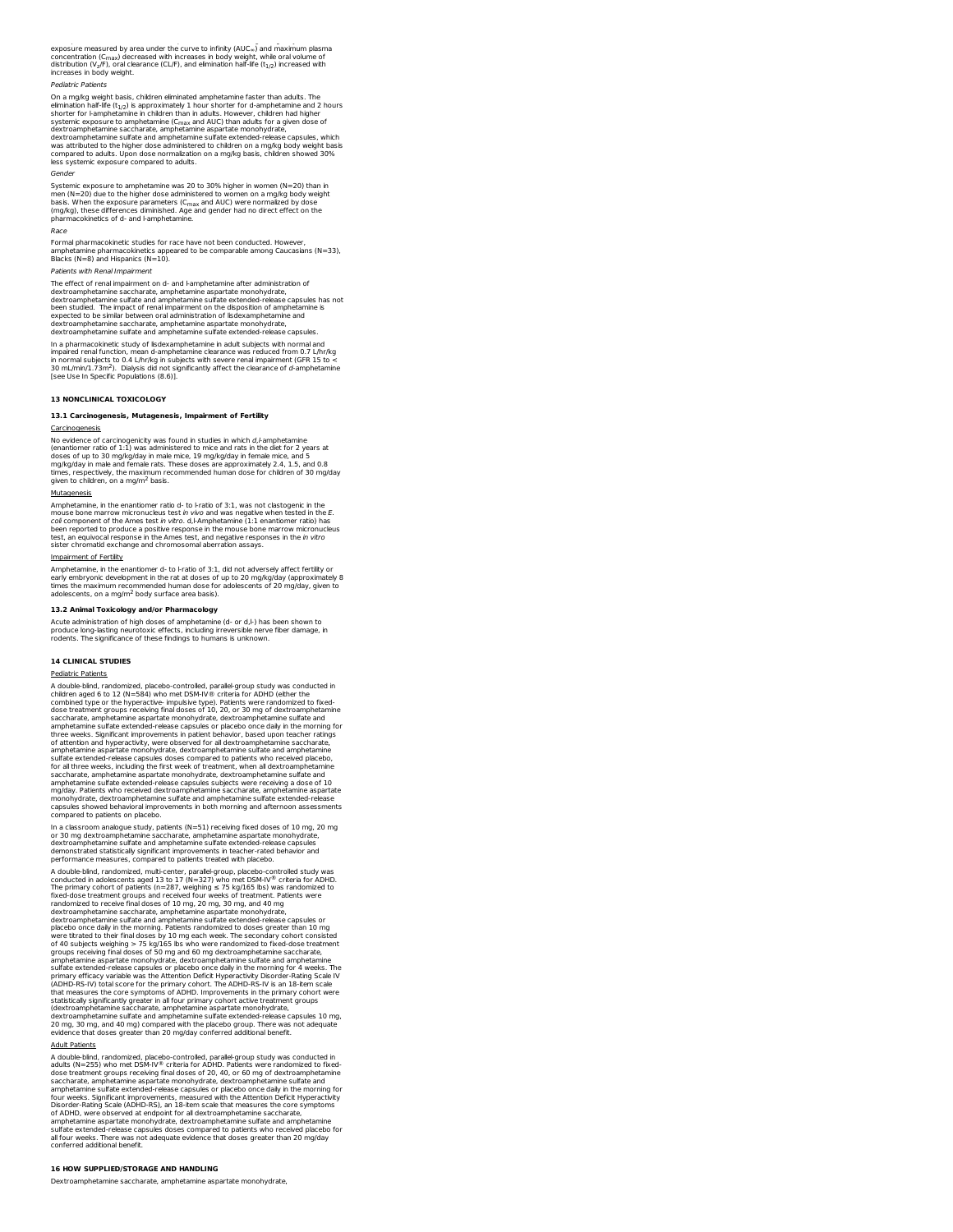exposure measured by area under the curve to infinity ($AUC_{\infty}$) and maximum plasma concentration ($C_{max}$) decreased with increases in body weight, while oral volume of distribution ($V_z$/F), oral clearance (CL/F), and elimination half-life ($t_{1/2}$) increased with increases in body weight.

*Pediatric Patients*

On a mg/kg weight basis, children eliminated amphetamine faster than adults. The elimination half-life ($t_{1/2}$) is approximately 1 hour shorter for d-amphetamine and 2 hours shorter for l-amphetamine in children than in adults. However, children had higher systemic exposure to amphetamine ($C_{max}$ and AUC) than adults for a given dose of dextroamphetamine saccharate, amphetamine aspartate monohydrate, dextroamphetamine sulfate and amphetamine sulfate extended-release capsules, which was attributed to the higher dose administered to children on a mg/kg body weight basis compared to adults. Upon dose normalization on a mg/kg basis, children showed 30% less systemic exposure compared to adults.

*Gender*

Systemic exposure to amphetamine was 20 to 30% higher in women (N=20) than in men (N=20) due to the higher dose administered to women on a mg/kg body weight basis. When the exposure parameters ($C_{max}$ and AUC) were normalized by dose (mg/kg), these differences diminished. Age and gender had no direct effect on the pharmacokinetics of d- and l-amphetamine.

*Race*

Formal pharmacokinetic studies for race have not been conducted. However, amphetamine pharmacokinetics appeared to be comparable among Caucasians (N=33), Blacks (N=8) and Hispanics (N=10).

*Patients with Renal Impairment*

The effect of renal impairment on d- and l-amphetamine after administration of dextroamphetamine saccharate, amphetamine aspartate monohydrate, dextroamphetamine sulfate and amphetamine sulfate extended-release capsules has not been studied. The impact of renal impairment on the disposition of amphetamine is expected to be similar between oral administration of lisdexamphetamine and dextroamphetamine saccharate, amphetamine aspartate monohydrate, dextroamphetamine sulfate and amphetamine sulfate extended-release capsules.

In a pharmacokinetic study of lisdexamphetamine in adult subjects with normal and impaired renal function, mean d-amphetamine clearance was reduced from 0.7 L/hr/kg in normal subjects to 0.4 L/hr/kg in subjects with severe renal impairment (GFR 15 to < 30 mL/min/1.73m$^2$). Dialysis did not significantly affect the clearance of *d*-amphetamine [see Use In Specific Populations (8.6)].

## 13 NONCLINICAL TOXICOLOGY

### 13.1 Carcinogenesis, Mutagenesis, Impairment of Fertility

Carcinogenesis

No evidence of carcinogenicity was found in studies in which *d,l*-amphetamine (enantiomer ratio of 1:1) was administered to mice and rats in the diet for 2 years at doses of up to 30 mg/kg/day in male mice, 19 mg/kg/day in female mice, and 5 mg/kg/day in male and female rats. These doses are approximately 2.4, 1.5, and 0.8 times, respectively, the maximum recommended human dose for children of 30 mg/day given to children, on a mg/m$^2$ basis.

Mutagenesis

Amphetamine, in the enantiomer ratio d- to l-ratio of 3:1, was not clastogenic in the mouse bone marrow micronucleus test *in vivo* and was negative when tested in the *E. coli* component of the Ames test *in vitro*. d,l-Amphetamine (1:1 enantiomer ratio) has been reported to produce a positive response in the mouse bone marrow micronucleus test, an equivocal response in the Ames test, and negative responses in the *in vitro* sister chromatid exchange and chromosomal aberration assays.

Impairment of Fertility

Amphetamine, in the enantiomer d- to l-ratio of 3:1, did not adversely affect fertility or early embryonic development in the rat at doses of up to 20 mg/kg/day (approximately 8 times the maximum recommended human dose for adolescents of 20 mg/day, given to adolescents, on a mg/m$^2$ body surface area basis).

### 13.2 Animal Toxicology and/or Pharmacology

Acute administration of high doses of amphetamine (d- or d,l-) has been shown to produce long-lasting neurotoxic effects, including irreversible nerve fiber damage, in rodents. The significance of these findings to humans is unknown.

## 14 CLINICAL STUDIES

Pediatric Patients

A double-blind, randomized, placebo-controlled, parallel-group study was conducted in children aged 6 to 12 (N=584) who met DSM-IV® criteria for ADHD (either the combined type or the hyperactive- impulsive type). Patients were randomized to fixed-dose treatment groups receiving final doses of 10, 20, or 30 mg of dextroamphetamine saccharate, amphetamine aspartate monohydrate, dextroamphetamine sulfate and amphetamine sulfate extended-release capsules or placebo once daily in the morning for three weeks. Significant improvements in patient behavior, based upon teacher ratings of attention and hyperactivity, were observed for all dextroamphetamine saccharate, amphetamine aspartate monohydrate, dextroamphetamine sulfate and amphetamine sulfate extended-release capsules doses compared to patients who received placebo, for all three weeks, including the first week of treatment, when all dextroamphetamine saccharate, amphetamine aspartate monohydrate, dextroamphetamine sulfate and amphetamine sulfate extended-release capsules subjects were receiving a dose of 10 mg/day. Patients who received dextroamphetamine saccharate, amphetamine aspartate monohydrate, dextroamphetamine sulfate and amphetamine sulfate extended-release capsules showed behavioral improvements in both morning and afternoon assessments compared to patients on placebo.

In a classroom analogue study, patients (N=51) receiving fixed doses of 10 mg, 20 mg or 30 mg dextroamphetamine saccharate, amphetamine aspartate monohydrate, dextroamphetamine sulfate and amphetamine sulfate extended-release capsules demonstrated statistically significant improvements in teacher-rated behavior and performance measures, compared to patients treated with placebo.

A double-blind, randomized, multi-center, parallel-group, placebo-controlled study was conducted in adolescents aged 13 to 17 (N=327) who met DSM-IV® criteria for ADHD. The primary cohort of patients (n=287, weighing ≤ 75 kg/165 lbs) was randomized to fixed-dose treatment groups and received four weeks of treatment. Patients were randomized to receive final doses of 10 mg, 20 mg, 30 mg, and 40 mg dextroamphetamine saccharate, amphetamine aspartate monohydrate, dextroamphetamine sulfate and amphetamine sulfate extended-release capsules or placebo once daily in the morning. Patients randomized to doses greater than 10 mg were titrated to their final doses by 10 mg each week. The secondary cohort consisted of 40 subjects weighing > 75 kg/165 lbs who were randomized to fixed-dose treatment groups receiving final doses of 50 mg and 60 mg dextroamphetamine saccharate, amphetamine aspartate monohydrate, dextroamphetamine sulfate and amphetamine sulfate extended-release capsules or placebo once daily in the morning for 4 weeks. The primary efficacy variable was the Attention Deficit Hyperactivity Disorder-Rating Scale IV (ADHD-RS-IV) total score for the primary cohort. The ADHD-RS-IV is an 18-item scale that measures the core symptoms of ADHD. Improvements in the primary cohort were statistically significantly greater in all four primary cohort active treatment groups (dextroamphetamine saccharate, amphetamine aspartate monohydrate, dextroamphetamine sulfate and amphetamine sulfate extended-release capsules 10 mg, 20 mg, 30 mg, and 40 mg) compared with the placebo group. There was not adequate evidence that doses greater than 20 mg/day conferred additional benefit.

Adult Patients

A double-blind, randomized, placebo-controlled, parallel-group study was conducted in adults (N=255) who met DSM-IV® criteria for ADHD. Patients were randomized to fixed-dose treatment groups receiving final doses of 20, 40, or 60 mg of dextroamphetamine saccharate, amphetamine aspartate monohydrate, dextroamphetamine sulfate and amphetamine sulfate extended-release capsules or placebo once daily in the morning for four weeks. Significant improvements, measured with the Attention Deficit Hyperactivity Disorder-Rating Scale (ADHD-RS), an 18-item scale that measures the core symptoms of ADHD, were observed at endpoint for all dextroamphetamine saccharate, amphetamine aspartate monohydrate, dextroamphetamine sulfate and amphetamine sulfate extended-release capsules doses compared to patients who received placebo for all four weeks. There was not adequate evidence that doses greater than 20 mg/day conferred additional benefit.

## 16 HOW SUPPLIED/STORAGE AND HANDLING

Dextroamphetamine saccharate, amphetamine aspartate monohydrate,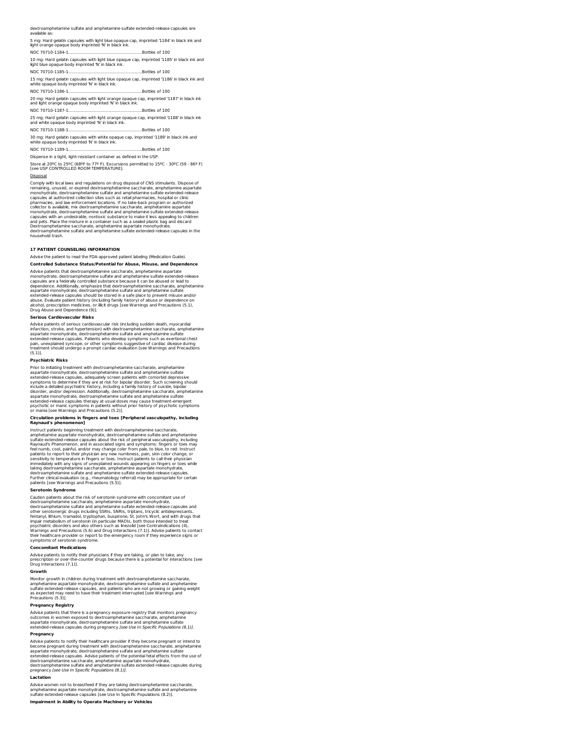dextroamphetamine sulfate and amphetamine sulfate extended-release capsules are available as:

5 mg: Hard gelatin capsules with light blue opaque cap, imprinted '1184' in black ink and light orange opaque body imprinted 'N' in black ink.

NDC 70710-1184-1........................................................Bottles of 100

10 mg: Hard gelatin capsules with light blue opaque cap, imprinted '1185' in black ink and light blue opaque body imprinted 'N' in black ink.

NDC 70710-1185-1........................................................Bottles of 100

15 mg: Hard gelatin capsules with light blue opaque cap, imprinted '1186' in black ink and white opaque body imprinted 'N' in black ink.

NDC 70710-1186-1........................................................Bottles of 100

20 mg: Hard gelatin capsules with light orange opaque cap, imprinted '1187' in black ink and light orange opaque body imprinted 'N' in black ink.

NDC 70710-1187-1........................................................Bottles of 100

25 mg: Hard gelatin capsules with light orange opaque cap, imprinted '1188' in black ink and white opaque body imprinted 'N' in black ink.

NDC 70710-1188-1........................................................Bottles of 100

30 mg: Hard gelatin capsules with white opaque cap, imprinted '1189' in black ink and white opaque body imprinted 'N' in black ink.

NDC 70710-1189-1........................................................Bottles of 100

Dispense in a tight, light-resistant container as defined in the USP.

Store at 20ºC to 25ºC (68ºF to 77º F). Excursions permitted to 15ºC - 30ºC (59 - 86º F) [see USP CONTROLLED ROOM TEMPERATURE].

Disposal

Comply with local laws and regulations on drug disposal of CNS stimulants. Dispose of remaining, unused, or expired dextroamphetamine saccharate, amphetamine aspartate monohydrate, dextroamphetamine sulfate and amphetamine sulfate extended-release capsules at authorized collection sites such as retail pharmacies, hospital or clinic pharmacies, and law enforcement locations. If no take-back program or authorized collector is available, mix dextroamphetamine saccharate, amphetamine aspartate monohydrate, dextroamphetamine sulfate and amphetamine sulfate extended-release capsules with an undesirable, nontoxic substance to make it less appealing to children and pets. Place the mixture in a container such as a sealed plastic bag and discard Dextroamphetamine saccharate, amphetamine aspartate monohydrate, dextroamphetamine sulfate and amphetamine sulfate extended-release capsules in the household trash.

## 17 PATIENT COUNSELING INFORMATION

Advise the patient to read the FDA-approved patient labeling (Medication Guide).

### Controlled Substance Status/Potential for Abuse, Misuse, and Dependence

Advise patients that dextroamphetamine saccharate, amphetamine aspartate monohydrate, dextroamphetamine sulfate and amphetamine sulfate extended-release capsules are a federally controlled substance because it can be abused or lead to dependence. Additionally, emphasize that dextroamphetamine saccharate, amphetamine aspartate monohydrate, dextroamphetamine sulfate and amphetamine sulfate extended-release capsules should be stored in a safe place to prevent misuse and/or abuse. Evaluate patient history (including family history) of abuse or dependence on alcohol, prescription medicines, or illicit drugs [see Warnings and Precautions (5.1), Drug Abuse and Dependence (9)].

### Serious Cardiovascular Risks

Advise patients of serious cardiovascular risk (including sudden death, myocardial infarction, stroke, and hypertension) with dextroamphetamine saccharate, amphetamine aspartate monohydrate, dextroamphetamine sulfate and amphetamine sulfate extended-release capsules. Patients who develop symptoms such as exertional chest pain, unexplained syncope, or other symptoms suggestive of cardiac disease during treatment should undergo a prompt cardiac evaluation [see Warnings and Precautions (5.1)].

### Psychiatric Risks

Prior to initiating treatment with dextroamphetamine saccharate, amphetamine aspartate monohydrate, dextroamphetamine sulfate and amphetamine sulfate extended-release capsules, adequately screen patients with comorbid depressive symptoms to determine if they are at risk for bipolar disorder. Such screening should include a detailed psychiatric history, including a family history of suicide, bipolar disorder, and/or depression. Additionally, dextroamphetamine saccharate, amphetamine aspartate monohydrate, dextroamphetamine sulfate and amphetamine sulfate extended-release capsules therapy at usual doses may cause treatment-emergent psychotic or manic symptoms in patients without prior history of psychotic symptoms or mania [see Warnings and Precautions (5.2)].

### Circulation problems in fingers and toes [Peripheral vasculopathy, including Raynaud's phenomenon]

Instruct patients beginning treatment with dextroamphetamine saccharate, amphetamine aspartate monohydrate, dextroamphetamine sulfate and amphetamine sulfate extended-release capsules about the risk of peripheral vasculopathy, including Raynaud's Phenomenon, and in associated signs and symptoms: fingers or toes may feel numb, cool, painful, and/or may change color from pale, to blue, to red. Instruct patients to report to their physician any new numbness, pain, skin color change, or sensitivity to temperature in fingers or toes. Instruct patients to call their physician immediately with any signs of unexplained wounds appearing on fingers or toes while taking dextroamphetamine saccharate, amphetamine aspartate monohydrate, dextroamphetamine sulfate and amphetamine sulfate extended-release capsules. Further clinical evaluation (e.g., rheumatology referral) may be appropriate for certain patients [see Warnings and Precautions (5.5)].

### Serotonin Syndrome

Caution patients about the risk of serotonin syndrome with concomitant use of dextroamphetamine saccharate, amphetamine aspartate monohydrate, dextroamphetamine sulfate and amphetamine sulfate extended-release capsules and other serotonergic drugs including SSRIs, SNRIs, triptans, tricyclic antidepressants, fentanyl, lithium, tramadol, tryptophan, buspirone, St. John's Wort, and with drugs that impair metabolism of serotonin (in particular MAOIs, both those intended to treat psychiatric disorders and also others such as linezolid [see Contraindications (4), Warnings and Precautions (5.6) and Drug Interactions (7.1)]. Advise patients to contact their healthcare provider or report to the emergency room if they experience signs or symptoms of serotonin syndrome.

### Concomitant Medications

Advise patients to notify their physicians if they are taking, or plan to take, any prescription or over-the-counter drugs because there is a potential for interactions [see Drug Interactions (7.1)].

### Growth

Monitor growth in children during treatment with dextroamphetamine saccharate, amphetamine aspartate monohydrate, dextroamphetamine sulfate and amphetamine sulfate extended-release capsules, and patients who are not growing or gaining weight as expected may need to have their treatment interrupted [see Warnings and Precautions (5.3)].

### Pregnancy Registry

Advise patients that there is a pregnancy exposure registry that monitors pregnancy outcomes in women exposed to dextroamphetamine saccharate, amphetamine aspartate monohydrate, dextroamphetamine sulfate and amphetamine sulfate extended-release capsules during pregnancy *[see Use In Specific Populations (8.1)]*.

### Pregnancy

Advise patients to notify their healthcare provider if they become pregnant or intend to become pregnant during treatment with dextroamphetamine saccharate, amphetamine aspartate monohydrate, dextroamphetamine sulfate and amphetamine sulfate extended-release capsules. Advise patients of the potential fetal effects from the use of dextroamphetamine saccharate, amphetamine aspartate monohydrate, dextroamphetamine sulfate and amphetamine sulfate extended-release capsules during pregnancy *[see Use In Specific Populations (8.1)]*.

### Lactation

Advise women not to breastfeed if they are taking dextroamphetamine saccharate, amphetamine aspartate monohydrate, dextroamphetamine sulfate and amphetamine sulfate extended-release capsules [see Use In Specific Populations (8.2)].

### Impairment in Ability to Operate Machinery or Vehicles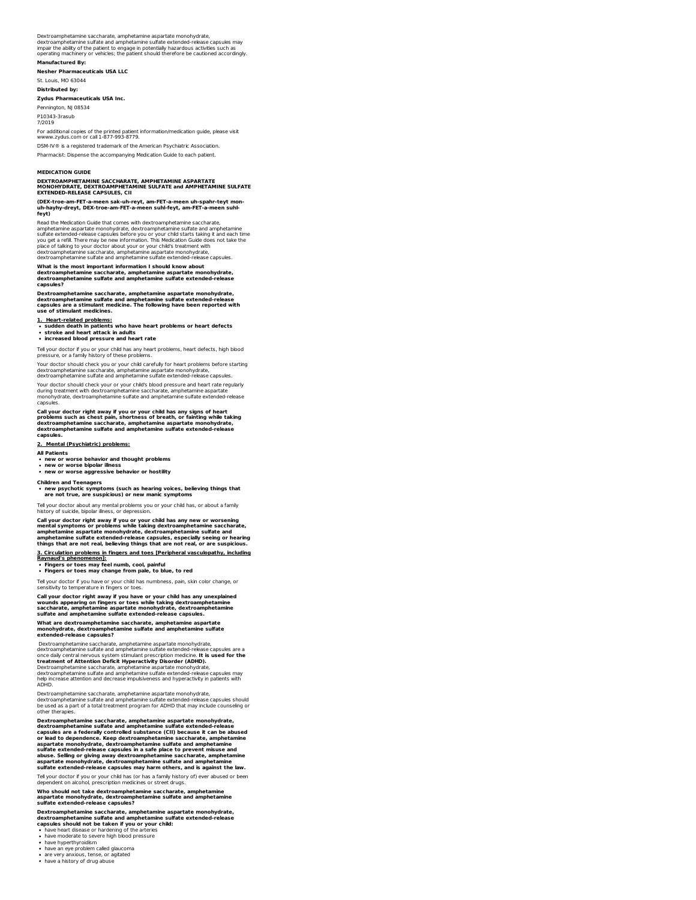Dextroamphetamine saccharate, amphetamine aspartate monohydrate, dextroamphetamine sulfate and amphetamine sulfate extended-release capsules may impair the ability of the patient to engage in potentially hazardous activities such as operating machinery or vehicles; the patient should therefore be cautioned accordingly.

**Manufactured By:**

**Nesher Pharmaceuticals USA LLC**

St. Louis, MO 63044

**Distributed by:**

**Zydus Pharmaceuticals USA Inc.**

Pennington, NJ 08534

P10343-3rasub
7/2019

For additional copies of the printed patient information/medication guide, please visit wwww.zydus.com or call 1-877-993-8779.

DSM-IV® is a registered trademark of the American Psychiatric Association.

Pharmacist: Dispense the accompanying Medication Guide to each patient.

## MEDICATION GUIDE

**DEXTROAMPHETAMINE SACCHARATE, AMPHETAMINE ASPARTATE MONOHYDRATE, DEXTROAMPHETAMINE SULFATE and AMPHETAMINE SULFATE EXTENDED-RELEASE CAPSULES, CII**

**(DEX-troe-am-FET-a-meen sak-uh-reyt, am-FET-a-meen uh-spahr-teyt mon-uh-hayhy-dreyt, DEX-troe-am-FET-a-meen suhl-feyt, am-FET-a-meen suhl-feyt)**

Read the Medication Guide that comes with dextroamphetamine saccharate, amphetamine aspartate monohydrate, dextroamphetamine sulfate and amphetamine sulfate extended-release capsules before you or your child starts taking it and each time you get a refill. There may be new information. This Medication Guide does not take the place of talking to your doctor about your or your child's treatment with dextroamphetamine saccharate, amphetamine aspartate monohydrate, dextroamphetamine sulfate and amphetamine sulfate extended-release capsules.

**What is the most important information I should know about dextroamphetamine saccharate, amphetamine aspartate monohydrate, dextroamphetamine sulfate and amphetamine sulfate extended-release capsules?**

**Dextroamphetamine saccharate, amphetamine aspartate monohydrate, dextroamphetamine sulfate and amphetamine sulfate extended-release capsules are a stimulant medicine. The following have been reported with use of stimulant medicines.**

**1. Heart-related problems:**

- **sudden death in patients who have heart problems or heart defects**
- **stroke and heart attack in adults**
- **increased blood pressure and heart rate**

Tell your doctor if you or your child has any heart problems, heart defects, high blood pressure, or a family history of these problems.

Your doctor should check you or your child carefully for heart problems before starting dextroamphetamine saccharate, amphetamine aspartate monohydrate, dextroamphetamine sulfate and amphetamine sulfate extended-release capsules.

Your doctor should check your or your child's blood pressure and heart rate regularly during treatment with dextroamphetamine saccharate, amphetamine aspartate monohydrate, dextroamphetamine sulfate and amphetamine sulfate extended-release capsules.

**Call your doctor right away if you or your child has any signs of heart problems such as chest pain, shortness of breath, or fainting while taking dextroamphetamine saccharate, amphetamine aspartate monohydrate, dextroamphetamine sulfate and amphetamine sulfate extended-release capsules.**

**2. Mental (Psychiatric) problems:**

**All Patients**

- **new or worse behavior and thought problems**
- **new or worse bipolar illness**
- **new or worse aggressive behavior or hostility**

**Children and Teenagers**

- **new psychotic symptoms (such as hearing voices, believing things that are not true, are suspicious) or new manic symptoms**

Tell your doctor about any mental problems you or your child has, or about a family history of suicide, bipolar illness, or depression.

**Call your doctor right away if you or your child has any new or worsening mental symptoms or problems while taking dextroamphetamine saccharate, amphetamine aspartate monohydrate, dextroamphetamine sulfate and amphetamine sulfate extended-release capsules, especially seeing or hearing things that are not real, believing things that are not real, or are suspicious.**

**3. Circulation problems in fingers and toes [Peripheral vasculopathy, including Raynaud's phenomenon]:**

- **Fingers or toes may feel numb, cool, painful**
- **Fingers or toes may change from pale, to blue, to red**

Tell your doctor if you have or your child has numbness, pain, skin color change, or sensitivity to temperature in fingers or toes.

**Call your doctor right away if you have or your child has any unexplained wounds appearing on fingers or toes while taking dextroamphetamine saccharate, amphetamine aspartate monohydrate, dextroamphetamine sulfate and amphetamine sulfate extended-release capsules.**

**What are dextroamphetamine saccharate, amphetamine aspartate monohydrate, dextroamphetamine sulfate and amphetamine sulfate extended-release capsules?**

Dextroamphetamine saccharate, amphetamine aspartate monohydrate, dextroamphetamine sulfate and amphetamine sulfate extended-release capsules are a once daily central nervous system stimulant prescription medicine. **It is used for the treatment of Attention Deficit Hyperactivity Disorder (ADHD).** Dextroamphetamine saccharate, amphetamine aspartate monohydrate, dextroamphetamine sulfate and amphetamine sulfate extended-release capsules may help increase attention and decrease impulsiveness and hyperactivity in patients with ADHD.

Dextroamphetamine saccharate, amphetamine aspartate monohydrate, dextroamphetamine sulfate and amphetamine sulfate extended-release capsules should be used as a part of a total treatment program for ADHD that may include counseling or other therapies.

**Dextroamphetamine saccharate, amphetamine aspartate monohydrate, dextroamphetamine sulfate and amphetamine sulfate extended-release capsules are a federally controlled substance (CII) because it can be abused or lead to dependence. Keep dextroamphetamine saccharate, amphetamine aspartate monohydrate, dextroamphetamine sulfate and amphetamine sulfate extended-release capsules in a safe place to prevent misuse and abuse. Selling or giving away dextroamphetamine saccharate, amphetamine aspartate monohydrate, dextroamphetamine sulfate and amphetamine sulfate extended-release capsules may harm others, and is against the law.**

Tell your doctor if you or your child has (or has a family history of) ever abused or been dependent on alcohol, prescription medicines or street drugs.

**Who should not take dextroamphetamine saccharate, amphetamine aspartate monohydrate, dextroamphetamine sulfate and amphetamine sulfate extended-release capsules?**

**Dextroamphetamine saccharate, amphetamine aspartate monohydrate, dextroamphetamine sulfate and amphetamine sulfate extended-release capsules should not be taken if you or your child:**

- have heart disease or hardening of the arteries
- have moderate to severe high blood pressure
- have hyperthyroidism
- have an eye problem called glaucoma
- are very anxious, tense, or agitated
- have a history of drug abuse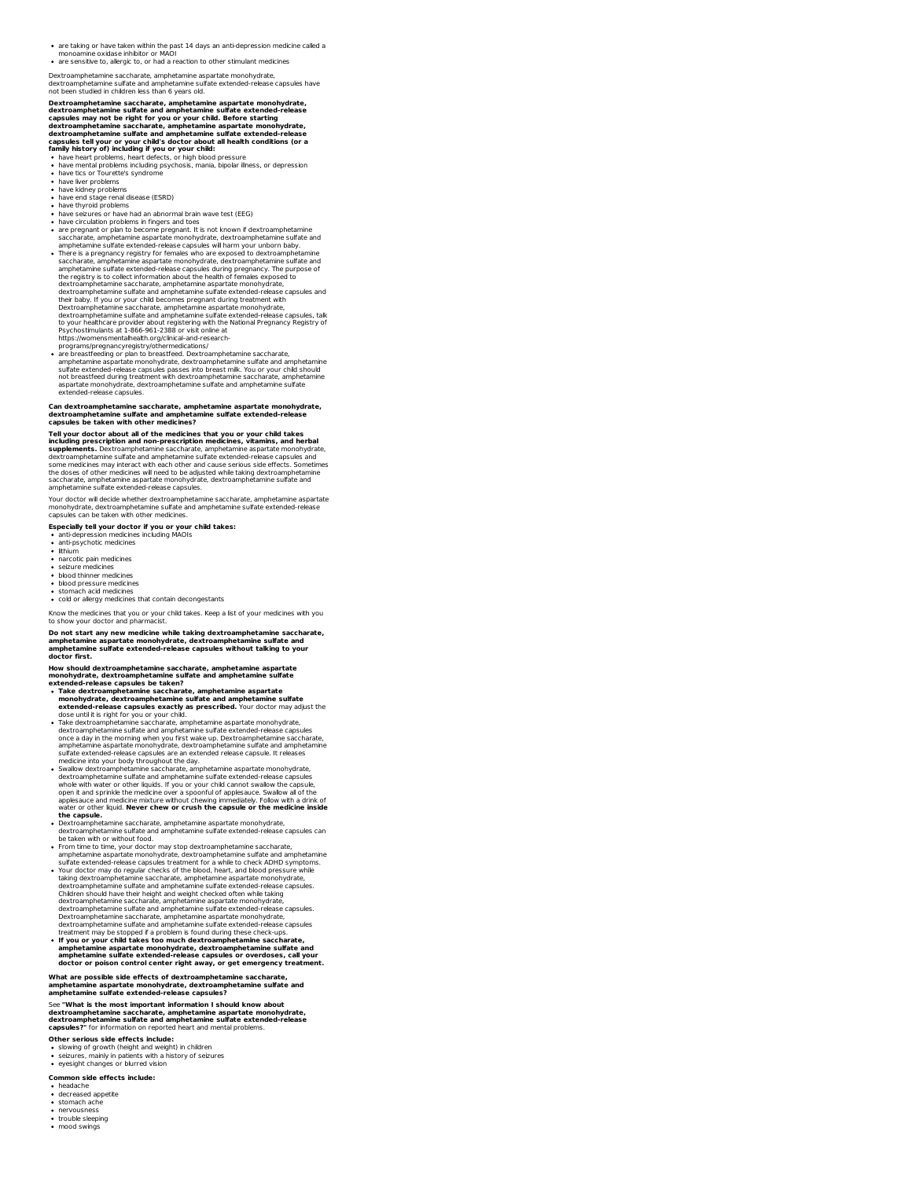- are taking or have taken within the past 14 days an anti-depression medicine called a monoamine oxidase inhibitor or MAOI
- are sensitive to, allergic to, or had a reaction to other stimulant medicines

Dextroamphetamine saccharate, amphetamine aspartate monohydrate, dextroamphetamine sulfate and amphetamine sulfate extended-release capsules have not been studied in children less than 6 years old.

**Dextroamphetamine saccharate, amphetamine aspartate monohydrate, dextroamphetamine sulfate and amphetamine sulfate extended-release capsules may not be right for you or your child. Before starting dextroamphetamine saccharate, amphetamine aspartate monohydrate, dextroamphetamine sulfate and amphetamine sulfate extended-release capsules tell your or your child's doctor about all health conditions (or a family history of) including if you or your child:**

- have heart problems, heart defects, or high blood pressure
- have mental problems including psychosis, mania, bipolar illness, or depression
- have tics or Tourette's syndrome
- have liver problems
- have kidney problems
- have end stage renal disease (ESRD)
- have thyroid problems
- have seizures or have had an abnormal brain wave test (EEG)
- have circulation problems in fingers and toes
- are pregnant or plan to become pregnant. It is not known if dextroamphetamine saccharate, amphetamine aspartate monohydrate, dextroamphetamine sulfate and amphetamine sulfate extended-release capsules will harm your unborn baby.
- There is a pregnancy registry for females who are exposed to dextroamphetamine saccharate, amphetamine aspartate monohydrate, dextroamphetamine sulfate and amphetamine sulfate extended-release capsules during pregnancy. The purpose of the registry is to collect information about the health of females exposed to dextroamphetamine saccharate, amphetamine aspartate monohydrate, dextroamphetamine sulfate and amphetamine sulfate extended-release capsules and their baby. If you or your child becomes pregnant during treatment with Dextroamphetamine saccharate, amphetamine aspartate monohydrate, dextroamphetamine sulfate and amphetamine sulfate extended-release capsules, talk to your healthcare provider about registering with the National Pregnancy Registry of Psychostimulants at 1-866-961-2388 or visit online at https://womensmentalhealth.org/clinical-and-research-programs/pregnancyregistry/othermedications/
- are breastfeeding or plan to breastfeed. Dextroamphetamine saccharate, amphetamine aspartate monohydrate, dextroamphetamine sulfate and amphetamine sulfate extended-release capsules passes into breast milk. You or your child should not breastfeed during treatment with dextroamphetamine saccharate, amphetamine aspartate monohydrate, dextroamphetamine sulfate and amphetamine sulfate extended-release capsules.

**Can dextroamphetamine saccharate, amphetamine aspartate monohydrate, dextroamphetamine sulfate and amphetamine sulfate extended-release capsules be taken with other medicines?**

**Tell your doctor about all of the medicines that you or your child takes including prescription and non-prescription medicines, vitamins, and herbal supplements.** Dextroamphetamine saccharate, amphetamine aspartate monohydrate, dextroamphetamine sulfate and amphetamine sulfate extended-release capsules and some medicines may interact with each other and cause serious side effects. Sometimes the doses of other medicines will need to be adjusted while taking dextroamphetamine saccharate, amphetamine aspartate monohydrate, dextroamphetamine sulfate and amphetamine sulfate extended-release capsules.

Your doctor will decide whether dextroamphetamine saccharate, amphetamine aspartate monohydrate, dextroamphetamine sulfate and amphetamine sulfate extended-release capsules can be taken with other medicines.

**Especially tell your doctor if you or your child takes:**

- anti-depression medicines including MAOIs
- anti-psychotic medicines
- lithium
- narcotic pain medicines
- seizure medicines
- blood thinner medicines
- blood pressure medicines
- stomach acid medicines
- cold or allergy medicines that contain decongestants

Know the medicines that you or your child takes. Keep a list of your medicines with you to show your doctor and pharmacist.

**Do not start any new medicine while taking dextroamphetamine saccharate, amphetamine aspartate monohydrate, dextroamphetamine sulfate and amphetamine sulfate extended-release capsules without talking to your doctor first.**

**How should dextroamphetamine saccharate, amphetamine aspartate monohydrate, dextroamphetamine sulfate and amphetamine sulfate extended-release capsules be taken?**

- **Take dextroamphetamine saccharate, amphetamine aspartate monohydrate, dextroamphetamine sulfate and amphetamine sulfate extended-release capsules exactly as prescribed.** Your doctor may adjust the dose until it is right for you or your child.
- Take dextroamphetamine saccharate, amphetamine aspartate monohydrate, dextroamphetamine sulfate and amphetamine sulfate extended-release capsules once a day in the morning when you first wake up. Dextroamphetamine saccharate, amphetamine aspartate monohydrate, dextroamphetamine sulfate and amphetamine sulfate extended-release capsules are an extended release capsule. It releases medicine into your body throughout the day.
- Swallow dextroamphetamine saccharate, amphetamine aspartate monohydrate, dextroamphetamine sulfate and amphetamine sulfate extended-release capsules whole with water or other liquids. If you or your child cannot swallow the capsule, open it and sprinkle the medicine over a spoonful of applesauce. Swallow all of the applesauce and medicine mixture without chewing immediately. Follow with a drink of water or other liquid. **Never chew or crush the capsule or the medicine inside the capsule.**
- Dextroamphetamine saccharate, amphetamine aspartate monohydrate, dextroamphetamine sulfate and amphetamine sulfate extended-release capsules can be taken with or without food.
- From time to time, your doctor may stop dextroamphetamine saccharate, amphetamine aspartate monohydrate, dextroamphetamine sulfate and amphetamine sulfate extended-release capsules treatment for a while to check ADHD symptoms.
- Your doctor may do regular checks of the blood, heart, and blood pressure while taking dextroamphetamine saccharate, amphetamine aspartate monohydrate, dextroamphetamine sulfate and amphetamine sulfate extended-release capsules. Children should have their height and weight checked often while taking dextroamphetamine saccharate, amphetamine aspartate monohydrate, dextroamphetamine sulfate and amphetamine sulfate extended-release capsules. Dextroamphetamine saccharate, amphetamine aspartate monohydrate, dextroamphetamine sulfate and amphetamine sulfate extended-release capsules treatment may be stopped if a problem is found during these check-ups.
- **If you or your child takes too much dextroamphetamine saccharate, amphetamine aspartate monohydrate, dextroamphetamine sulfate and amphetamine sulfate extended-release capsules or overdoses, call your doctor or poison control center right away, or get emergency treatment.**

**What are possible side effects of dextroamphetamine saccharate, amphetamine aspartate monohydrate, dextroamphetamine sulfate and amphetamine sulfate extended-release capsules?**

See **"What is the most important information I should know about dextroamphetamine saccharate, amphetamine aspartate monohydrate, dextroamphetamine sulfate and amphetamine sulfate extended-release capsules?"** for information on reported heart and mental problems.

**Other serious side effects include:**

- slowing of growth (height and weight) in children
- seizures, mainly in patients with a history of seizures
- eyesight changes or blurred vision

**Common side effects include:**

- headache
- decreased appetite
- stomach ache
- nervousness
- trouble sleeping
- mood swings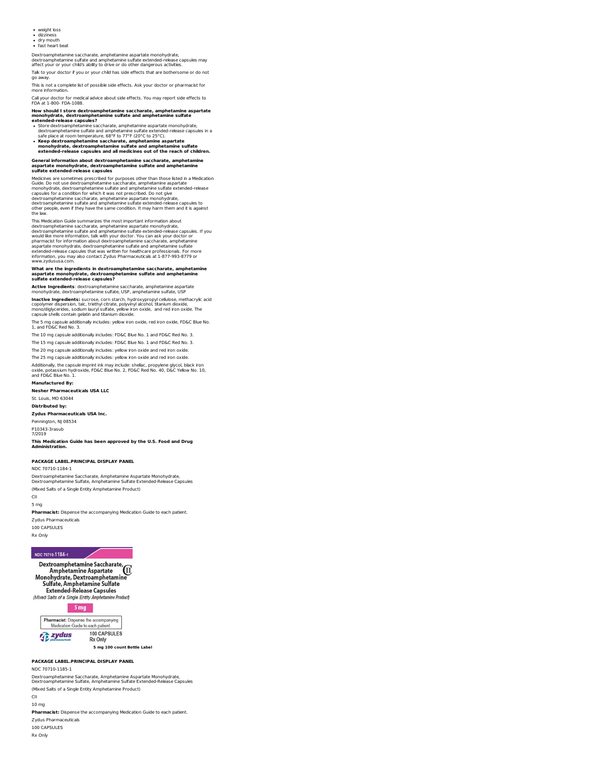- weight loss
- dizziness
- dry mouth
- fast heart beat

Dextroamphetamine saccharate, amphetamine aspartate monohydrate, dextroamphetamine sulfate and amphetamine sulfate extended-release capsules may affect your or your child's ability to drive or do other dangerous activities.

Talk to your doctor if you or your child has side effects that are bothersome or do not go away.

This is not a complete list of possible side effects. Ask your doctor or pharmacist for more information.

Call your doctor for medical advice about side effects. You may report side effects to FDA at 1-800- FDA-1088.

**How should I store dextroamphetamine saccharate, amphetamine aspartate monohydrate, dextroamphetamine sulfate and amphetamine sulfate extended-release capsules?**

- Store dextroamphetamine saccharate, amphetamine aspartate monohydrate, dextroamphetamine sulfate and amphetamine sulfate extended-release capsules in a safe place at room temperature, 68°F to 77°F (20°C to 25°C).
- **Keep dextroamphetamine saccharate, amphetamine aspartate monohydrate, dextroamphetamine sulfate and amphetamine sulfate extended-release capsules and all medicines out of the reach of children.**

**General information about dextroamphetamine saccharate, amphetamine aspartate monohydrate, dextroamphetamine sulfate and amphetamine sulfate extended-release capsules**

Medicines are sometimes prescribed for purposes other than those listed in a Medication Guide. Do not use dextroamphetamine saccharate, amphetamine aspartate monohydrate, dextroamphetamine sulfate and amphetamine sulfate extended-release capsules for a condition for which it was not prescribed. Do not give dextroamphetamine saccharate, amphetamine aspartate monohydrate, dextroamphetamine sulfate and amphetamine sulfate extended-release capsules to other people, even if they have the same condition. It may harm them and it is against the law.

This Medication Guide summarizes the most important information about dextroamphetamine saccharate, amphetamine aspartate monohydrate, dextroamphetamine sulfate and amphetamine sulfate extended-release capsules. If you would like more information, talk with your doctor. You can ask your doctor or pharmacist for information about dextroamphetamine saccharate, amphetamine aspartate monohydrate, dextroamphetamine sulfate and amphetamine sulfate extended-release capsules that was written for healthcare professionals. For more information, you may also contact Zydus Pharmaceuticals at 1-877-993-8779 or www.zydususa.com.

**What are the ingredients in dextroamphetamine saccharate, amphetamine aspartate monohydrate, dextroamphetamine sulfate and amphetamine sulfate extended-release capsules?**

**Active Ingredients**: dextroamphetamine saccharate, amphetamine aspartate monohydrate, dextroamphetamine sulfate, USP, amphetamine sulfate, USP

**Inactive Ingredients:** sucrose, corn starch, hydroxypropyl cellulose, methacrylic acid copolymer dispersion, talc, triethyl citrate, polyvinyl alcohol, titanium dioxide, mono/diglycerides, sodium lauryl sulfate, yellow iron oxide, and red iron oxide. The capsule shells contain gelatin and titanium dioxide.

The 5 mg capsule additionally includes: yellow iron oxide, red iron oxide, FD&C Blue No. 1, and FD&C Red No. 3.

The 10 mg capsule additionally includes: FD&C Blue No. 1 and FD&C Red No. 3.

The 15 mg capsule additionally includes: FD&C Blue No. 1 and FD&C Red No. 3.

The 20 mg capsule additionally includes: yellow iron oxide and red iron oxide.

The 25 mg capsule additionally includes: yellow iron oxide and red iron oxide.

Additionally, the capsule imprint ink may include: shellac, propylene glycol, black iron oxide, potassium hydroxide, FD&C Blue No. 2, FD&C Red No. 40, D&C Yellow No. 10, and FD&C Blue No. 1.

**Manufactured By:**

**Nesher Pharmaceuticals USA LLC**

St. Louis, MO 63044

**Distributed by:**

**Zydus Pharmaceuticals USA Inc.**

Pennington, NJ 08534

P10343-3rasub
7/2019

**This Medication Guide has been approved by the U.S. Food and Drug Administration.**

**PACKAGE LABEL.PRINCIPAL DISPLAY PANEL**

NDC 70710-1184-1

Dextroamphetamine Saccharate, Amphetamine Aspartate Monohydrate, Dextroamphetamine Sulfate, Amphetamine Sulfate Extended-Release Capsules

(Mixed Salts of a Single Entity Amphetamine Product)

CII

5 mg

**Pharmacist:** Dispense the accompanying Medication Guide to each patient.

Zydus Pharmaceuticals

100 CAPSULES

Rx Only

NDC 70710-1184-1

Dextroamphetamine Saccharate, Amphetamine Aspartate Monohydrate, Dextroamphetamine Sulfate, Amphetamine Sulfate Extended-Release Capsules CII

(Mixed Salts of a Single Entity Amphetamine Product)

5 mg

Pharmacist: Dispense the accompanying Medication Guide to each patient.

zydus pharmaceuticals

100 CAPSULES
Rx Only

**5 mg 100 count Bottle Label**

**PACKAGE LABEL.PRINCIPAL DISPLAY PANEL**

NDC 70710-1185-1

Dextroamphetamine Saccharate, Amphetamine Aspartate Monohydrate, Dextroamphetamine Sulfate, Amphetamine Sulfate Extended-Release Capsules

(Mixed Salts of a Single Entity Amphetamine Product)

CII

10 mg

**Pharmacist:** Dispense the accompanying Medication Guide to each patient.

Zydus Pharmaceuticals

100 CAPSULES

Rx Only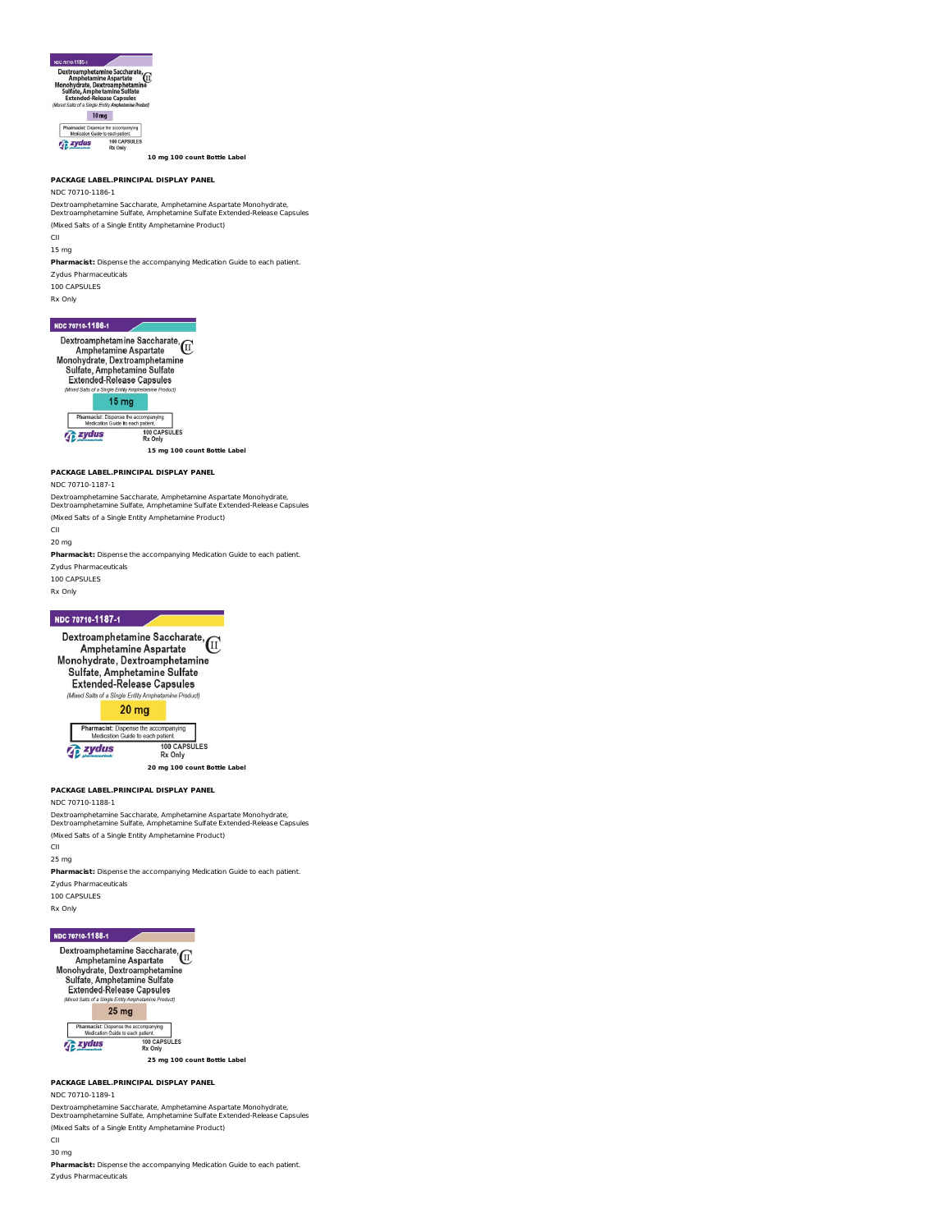10 mg 100 count Bottle Label

**PACKAGE LABEL.PRINCIPAL DISPLAY PANEL**

NDC 70710-1186-1

Dextroamphetamine Saccharate, Amphetamine Aspartate Monohydrate, Dextroamphetamine Sulfate, Amphetamine Sulfate Extended-Release Capsules

(Mixed Salts of a Single Entity Amphetamine Product)

CII

15 mg

**Pharmacist:** Dispense the accompanying Medication Guide to each patient.

Zydus Pharmaceuticals

100 CAPSULES

Rx Only

15 mg 100 count Bottle Label

**PACKAGE LABEL.PRINCIPAL DISPLAY PANEL**

NDC 70710-1187-1

Dextroamphetamine Saccharate, Amphetamine Aspartate Monohydrate, Dextroamphetamine Sulfate, Amphetamine Sulfate Extended-Release Capsules

(Mixed Salts of a Single Entity Amphetamine Product)

CII

20 mg

**Pharmacist:** Dispense the accompanying Medication Guide to each patient.

Zydus Pharmaceuticals

100 CAPSULES

Rx Only

20 mg 100 count Bottle Label

**PACKAGE LABEL.PRINCIPAL DISPLAY PANEL**

NDC 70710-1188-1

Dextroamphetamine Saccharate, Amphetamine Aspartate Monohydrate, Dextroamphetamine Sulfate, Amphetamine Sulfate Extended-Release Capsules

(Mixed Salts of a Single Entity Amphetamine Product)

CII

25 mg

**Pharmacist:** Dispense the accompanying Medication Guide to each patient.

Zydus Pharmaceuticals

100 CAPSULES

Rx Only

25 mg 100 count Bottle Label

**PACKAGE LABEL.PRINCIPAL DISPLAY PANEL**

NDC 70710-1189-1

Dextroamphetamine Saccharate, Amphetamine Aspartate Monohydrate, Dextroamphetamine Sulfate, Amphetamine Sulfate Extended-Release Capsules

(Mixed Salts of a Single Entity Amphetamine Product)

CII

30 mg

**Pharmacist:** Dispense the accompanying Medication Guide to each patient.

Zydus Pharmaceuticals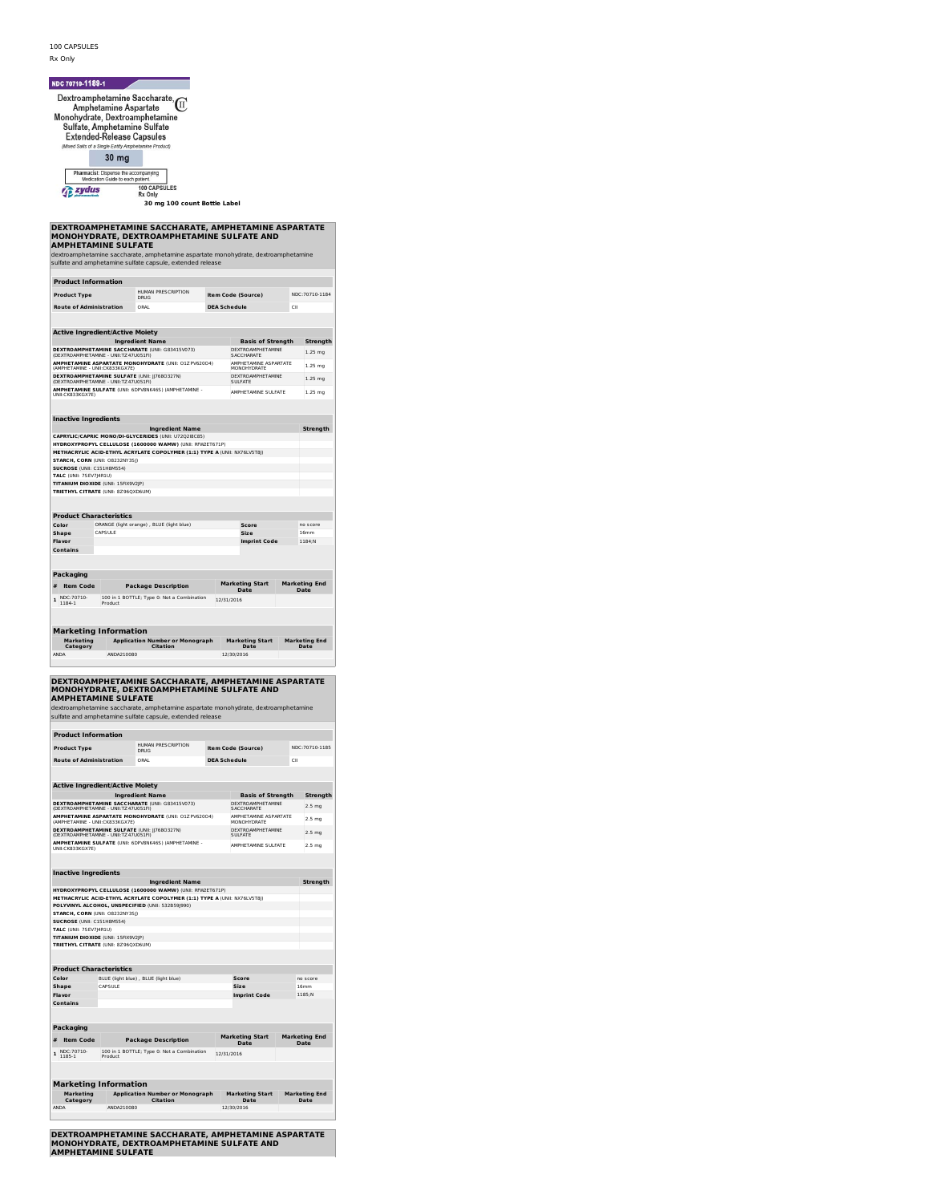100 CAPSULES

Rx Only

NDC 70710-1189-1

Dextroamphetamine Saccharate, Amphetamine Aspartate Monohydrate, Dextroamphetamine Sulfate, Amphetamine Sulfate Extended-Release Capsules CII

(Mixed Salts of a Single Entity Amphetamine Product)

30 mg

Pharmacist: Dispense the accompanying Medication Guide to each patient.

zydus

100 CAPSULES
Rx Only

**30 mg 100 count Bottle Label**

## DEXTROAMPHETAMINE SACCHARATE, AMPHETAMINE ASPARTATE MONOHYDRATE, DEXTROAMPHETAMINE SULFATE AND AMPHETAMINE SULFATE

dextroamphetamine saccharate, amphetamine aspartate monohydrate, dextroamphetamine sulfate and amphetamine sulfate capsule, extended release

| Product Information | | | |
|---|---|---|---|
| **Product Type** | HUMAN PRESCRIPTION DRUG | **Item Code (Source)** | NDC:70710-1184 |
| **Route of Administration** | ORAL | **DEA Schedule** | CII |

| Active Ingredient/Active Moiety | | |
|---|---|---|
| **Ingredient Name** | **Basis of Strength** | **Strength** |
| **DEXTROAMPHETAMINE SACCHARATE** (UNII: G83415V073) (DEXTROAMPHETAMINE - UNII:TZ47U051FI) | DEXTROAMPHETAMINE SACCHARATE | 1.25 mg |
| **AMPHETAMINE ASPARTATE MONOHYDRATE** (UNII: O1ZPV620O4) (AMPHETAMINE - UNII:CK833KGX7E) | AMPHETAMINE ASPARTATE MONOHYDRATE | 1.25 mg |
| **DEXTROAMPHETAMINE SULFATE** (UNII: JJ768O327N) (DEXTROAMPHETAMINE - UNII:TZ47U051FI) | DEXTROAMPHETAMINE SULFATE | 1.25 mg |
| **AMPHETAMINE SULFATE** (UNII: 6DPV8NK46S) (AMPHETAMINE - UNII:CK833KGX7E) | AMPHETAMINE SULFATE | 1.25 mg |

| Inactive Ingredients | |
|---|---|
| **Ingredient Name** | **Strength** |
| **CAPRYLIC/CAPRIC MONO/DI-GLYCERIDES** (UNII: U72Q2I8C85) | |
| **HYDROXYPROPYL CELLULOSE (1600000 WAMW)** (UNII: RFW2ET671P) | |
| **METHACRYLIC ACID-ETHYL ACRYLATE COPOLYMER (1:1) TYPE A** (UNII: NX76LV5T8J) | |
| **STARCH, CORN** (UNII: O8232NY3SJ) | |
| **SUCROSE** (UNII: C151H8M554) | |
| **TALC** (UNII: 7SEV7J4R1U) | |
| **TITANIUM DIOXIDE** (UNII: 15FIX9V2JP) | |
| **TRIETHYL CITRATE** (UNII: 8Z96QXD6UM) | |

| Product Characteristics | | | |
|---|---|---|---|
| **Color** | ORANGE (light orange) , BLUE (light blue) | **Score** | no score |
| **Shape** | CAPSULE | **Size** | 16mm |
| **Flavor** | | **Imprint Code** | 1184;N |
| **Contains** | | | |

| Packaging | | | | |
|---|---|---|---|---|
| **#** | **Item Code** | **Package Description** | **Marketing Start Date** | **Marketing End Date** |
| 1 | NDC:70710-1184-1 | 100 in 1 BOTTLE; Type 0: Not a Combination Product | 12/31/2016 | |

| Marketing Information | | | |
|---|---|---|---|
| **Marketing Category** | **Application Number or Monograph Citation** | **Marketing Start Date** | **Marketing End Date** |
| ANDA | ANDA210080 | 12/30/2016 | |

## DEXTROAMPHETAMINE SACCHARATE, AMPHETAMINE ASPARTATE MONOHYDRATE, DEXTROAMPHETAMINE SULFATE AND AMPHETAMINE SULFATE

dextroamphetamine saccharate, amphetamine aspartate monohydrate, dextroamphetamine sulfate and amphetamine sulfate capsule, extended release

| Product Information | | | |
|---|---|---|---|
| **Product Type** | HUMAN PRESCRIPTION DRUG | **Item Code (Source)** | NDC:70710-1185 |
| **Route of Administration** | ORAL | **DEA Schedule** | CII |

| Active Ingredient/Active Moiety | | |
|---|---|---|
| **Ingredient Name** | **Basis of Strength** | **Strength** |
| **DEXTROAMPHETAMINE SACCHARATE** (UNII: G83415V073) (DEXTROAMPHETAMINE - UNII:TZ47U051FI) | DEXTROAMPHETAMINE SACCHARATE | 2.5 mg |
| **AMPHETAMINE ASPARTATE MONOHYDRATE** (UNII: O1ZPV620O4) (AMPHETAMINE - UNII:CK833KGX7E) | AMPHETAMINE ASPARTATE MONOHYDRATE | 2.5 mg |
| **DEXTROAMPHETAMINE SULFATE** (UNII: JJ768O327N) (DEXTROAMPHETAMINE - UNII:TZ47U051FI) | DEXTROAMPHETAMINE SULFATE | 2.5 mg |
| **AMPHETAMINE SULFATE** (UNII: 6DPV8NK46S) (AMPHETAMINE - UNII:CK833KGX7E) | AMPHETAMINE SULFATE | 2.5 mg |

| Inactive Ingredients | |
|---|---|
| **Ingredient Name** | **Strength** |
| **HYDROXYPROPYL CELLULOSE (1600000 WAMW)** (UNII: RFW2ET671P) | |
| **METHACRYLIC ACID-ETHYL ACRYLATE COPOLYMER (1:1) TYPE A** (UNII: NX76LV5T8J) | |
| **POLYVINYL ALCOHOL, UNSPECIFIED** (UNII: 532B59J990) | |
| **STARCH, CORN** (UNII: O8232NY3SJ) | |
| **SUCROSE** (UNII: C151H8M554) | |
| **TALC** (UNII: 7SEV7J4R1U) | |
| **TITANIUM DIOXIDE** (UNII: 15FIX9V2JP) | |
| **TRIETHYL CITRATE** (UNII: 8Z96QXD6UM) | |

| Product Characteristics | | | |
|---|---|---|---|
| **Color** | BLUE (light blue) , BLUE (light blue) | **Score** | no score |
| **Shape** | CAPSULE | **Size** | 16mm |
| **Flavor** | | **Imprint Code** | 1185;N |
| **Contains** | | | |

| Packaging | | | | |
|---|---|---|---|---|
| **#** | **Item Code** | **Package Description** | **Marketing Start Date** | **Marketing End Date** |
| 1 | NDC:70710-1185-1 | 100 in 1 BOTTLE; Type 0: Not a Combination Product | 12/31/2016 | |

| Marketing Information | | | |
|---|---|---|---|
| **Marketing Category** | **Application Number or Monograph Citation** | **Marketing Start Date** | **Marketing End Date** |
| ANDA | ANDA210080 | 12/30/2016 | |

## DEXTROAMPHETAMINE SACCHARATE, AMPHETAMINE ASPARTATE MONOHYDRATE, DEXTROAMPHETAMINE SULFATE AND AMPHETAMINE SULFATE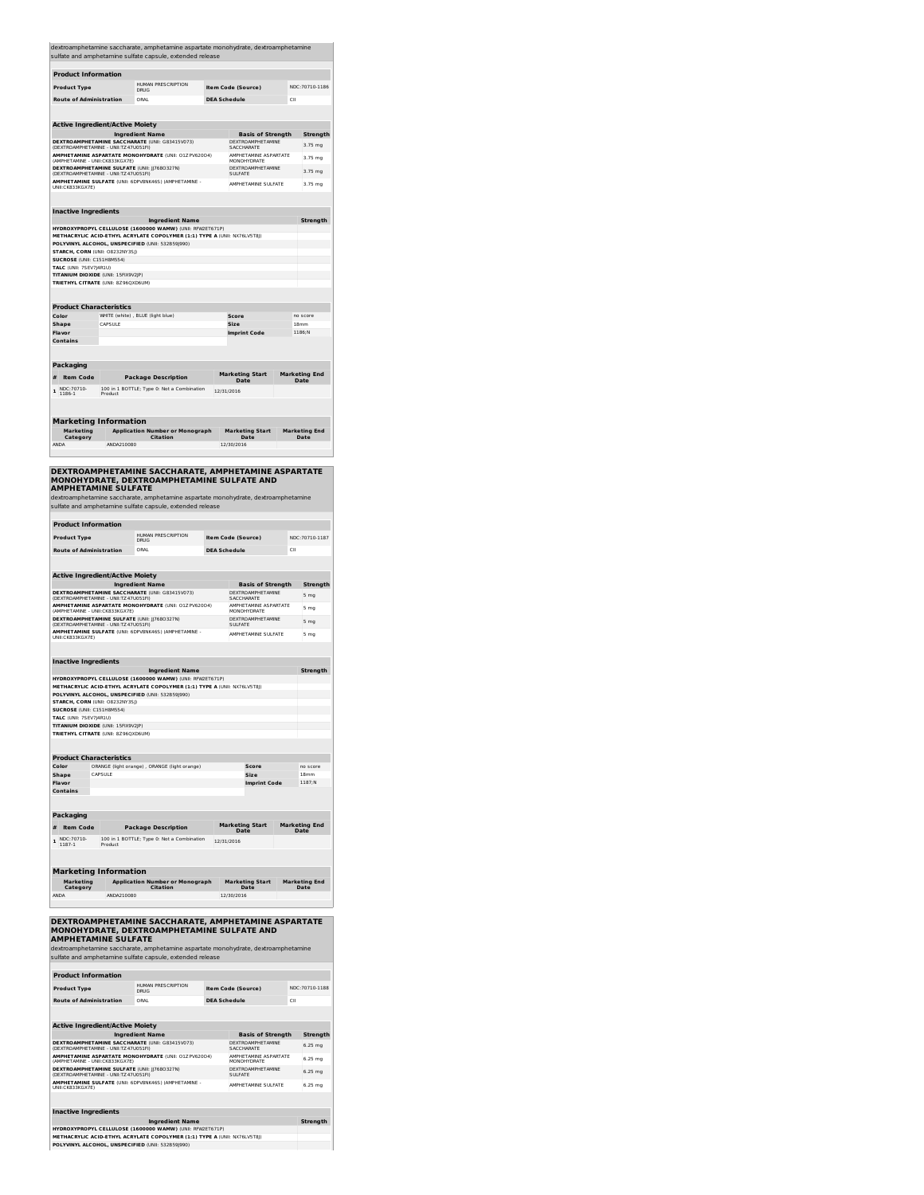dextroamphetamine saccharate, amphetamine aspartate monohydrate, dextroamphetamine sulfate and amphetamine sulfate capsule, extended release

| Product Information | | | |
|---|---|---|---|
| Product Type | HUMAN PRESCRIPTION DRUG | Item Code (Source) | NDC:70710-1186 |
| Route of Administration | ORAL | DEA Schedule | CII |

| Active Ingredient/Active Moiety | | |
|---|---|---|
| Ingredient Name | Basis of Strength | Strength |
| DEXTROAMPHETAMINE SACCHARATE (UNII: G83415V073) (DEXTROAMPHETAMINE - UNII:TZ47U051FI) | DEXTROAMPHETAMINE SACCHARATE | 3.75 mg |
| AMPHETAMINE ASPARTATE MONOHYDRATE (UNII: O1ZPV620O4) (AMPHETAMINE - UNII:CK833KGX7E) | AMPHETAMINE ASPARTATE MONOHYDRATE | 3.75 mg |
| DEXTROAMPHETAMINE SULFATE (UNII: JJ768O327N) (DEXTROAMPHETAMINE - UNII:TZ47U051FI) | DEXTROAMPHETAMINE SULFATE | 3.75 mg |
| AMPHETAMINE SULFATE (UNII: 6DPV8NK46S) (AMPHETAMINE - UNII:CK833KGX7E) | AMPHETAMINE SULFATE | 3.75 mg |

| Inactive Ingredients | |
|---|---|
| Ingredient Name | Strength |
| HYDROXYPROPYL CELLULOSE (1600000 WAMW) (UNII: RFW2ET671P) | |
| METHACRYLIC ACID-ETHYL ACRYLATE COPOLYMER (1:1) TYPE A (UNII: NX76LV5T8J) | |
| POLYVINYL ALCOHOL, UNSPECIFIED (UNII: 532B59J990) | |
| STARCH, CORN (UNII: O8232NY3SJ) | |
| SUCROSE (UNII: C151H8M554) | |
| TALC (UNII: 7SEV7J4R1U) | |
| TITANIUM DIOXIDE (UNII: 15FIX9V2JP) | |
| TRIETHYL CITRATE (UNII: 8Z96QXD6UM) | |

| Product Characteristics | | | |
|---|---|---|---|
| Color | WHITE (white) , BLUE (light blue) | Score | no score |
| Shape | CAPSULE | Size | 18mm |
| Flavor | | Imprint Code | 1186;N |
| Contains | | | |

| Packaging | | | | |
|---|---|---|---|---|
| # | Item Code | Package Description | Marketing Start Date | Marketing End Date |
| 1 | NDC:70710-1186-1 | 100 in 1 BOTTLE; Type 0: Not a Combination Product | 12/31/2016 | |

| Marketing Information | | | |
|---|---|---|---|
| Marketing Category | Application Number or Monograph Citation | Marketing Start Date | Marketing End Date |
| ANDA | ANDA210080 | 12/30/2016 | |

## DEXTROAMPHETAMINE SACCHARATE, AMPHETAMINE ASPARTATE MONOHYDRATE, DEXTROAMPHETAMINE SULFATE AND AMPHETAMINE SULFATE

dextroamphetamine saccharate, amphetamine aspartate monohydrate, dextroamphetamine sulfate and amphetamine sulfate capsule, extended release

| Product Information | | | |
|---|---|---|---|
| Product Type | HUMAN PRESCRIPTION DRUG | Item Code (Source) | NDC:70710-1187 |
| Route of Administration | ORAL | DEA Schedule | CII |

| Active Ingredient/Active Moiety | | |
|---|---|---|
| Ingredient Name | Basis of Strength | Strength |
| DEXTROAMPHETAMINE SACCHARATE (UNII: G83415V073) (DEXTROAMPHETAMINE - UNII:TZ47U051FI) | DEXTROAMPHETAMINE SACCHARATE | 5 mg |
| AMPHETAMINE ASPARTATE MONOHYDRATE (UNII: O1ZPV620O4) (AMPHETAMINE - UNII:CK833KGX7E) | AMPHETAMINE ASPARTATE MONOHYDRATE | 5 mg |
| DEXTROAMPHETAMINE SULFATE (UNII: JJ768O327N) (DEXTROAMPHETAMINE - UNII:TZ47U051FI) | DEXTROAMPHETAMINE SULFATE | 5 mg |
| AMPHETAMINE SULFATE (UNII: 6DPV8NK46S) (AMPHETAMINE - UNII:CK833KGX7E) | AMPHETAMINE SULFATE | 5 mg |

| Inactive Ingredients | |
|---|---|
| Ingredient Name | Strength |
| HYDROXYPROPYL CELLULOSE (1600000 WAMW) (UNII: RFW2ET671P) | |
| METHACRYLIC ACID-ETHYL ACRYLATE COPOLYMER (1:1) TYPE A (UNII: NX76LV5T8J) | |
| POLYVINYL ALCOHOL, UNSPECIFIED (UNII: 532B59J990) | |
| STARCH, CORN (UNII: O8232NY3SJ) | |
| SUCROSE (UNII: C151H8M554) | |
| TALC (UNII: 7SEV7J4R1U) | |
| TITANIUM DIOXIDE (UNII: 15FIX9V2JP) | |
| TRIETHYL CITRATE (UNII: 8Z96QXD6UM) | |

| Product Characteristics | | | |
|---|---|---|---|
| Color | ORANGE (light orange) , ORANGE (light orange) | Score | no score |
| Shape | CAPSULE | Size | 18mm |
| Flavor | | Imprint Code | 1187;N |
| Contains | | | |

| Packaging | | | | |
|---|---|---|---|---|
| # | Item Code | Package Description | Marketing Start Date | Marketing End Date |
| 1 | NDC:70710-1187-1 | 100 in 1 BOTTLE; Type 0: Not a Combination Product | 12/31/2016 | |

| Marketing Information | | | |
|---|---|---|---|
| Marketing Category | Application Number or Monograph Citation | Marketing Start Date | Marketing End Date |
| ANDA | ANDA210080 | 12/30/2016 | |

## DEXTROAMPHETAMINE SACCHARATE, AMPHETAMINE ASPARTATE MONOHYDRATE, DEXTROAMPHETAMINE SULFATE AND AMPHETAMINE SULFATE

dextroamphetamine saccharate, amphetamine aspartate monohydrate, dextroamphetamine sulfate and amphetamine sulfate capsule, extended release

| Product Information | | | |
|---|---|---|---|
| Product Type | HUMAN PRESCRIPTION DRUG | Item Code (Source) | NDC:70710-1188 |
| Route of Administration | ORAL | DEA Schedule | CII |

| Active Ingredient/Active Moiety | | |
|---|---|---|
| Ingredient Name | Basis of Strength | Strength |
| DEXTROAMPHETAMINE SACCHARATE (UNII: G83415V073) (DEXTROAMPHETAMINE - UNII:TZ47U051FI) | DEXTROAMPHETAMINE SACCHARATE | 6.25 mg |
| AMPHETAMINE ASPARTATE MONOHYDRATE (UNII: O1ZPV620O4) (AMPHETAMINE - UNII:CK833KGX7E) | AMPHETAMINE ASPARTATE MONOHYDRATE | 6.25 mg |
| DEXTROAMPHETAMINE SULFATE (UNII: JJ768O327N) (DEXTROAMPHETAMINE - UNII:TZ47U051FI) | DEXTROAMPHETAMINE SULFATE | 6.25 mg |
| AMPHETAMINE SULFATE (UNII: 6DPV8NK46S) (AMPHETAMINE - UNII:CK833KGX7E) | AMPHETAMINE SULFATE | 6.25 mg |

| Inactive Ingredients | |
|---|---|
| Ingredient Name | Strength |
| HYDROXYPROPYL CELLULOSE (1600000 WAMW) (UNII: RFW2ET671P) | |
| METHACRYLIC ACID-ETHYL ACRYLATE COPOLYMER (1:1) TYPE A (UNII: NX76LV5T8J) | |
| POLYVINYL ALCOHOL, UNSPECIFIED (UNII: 532B59J990) | |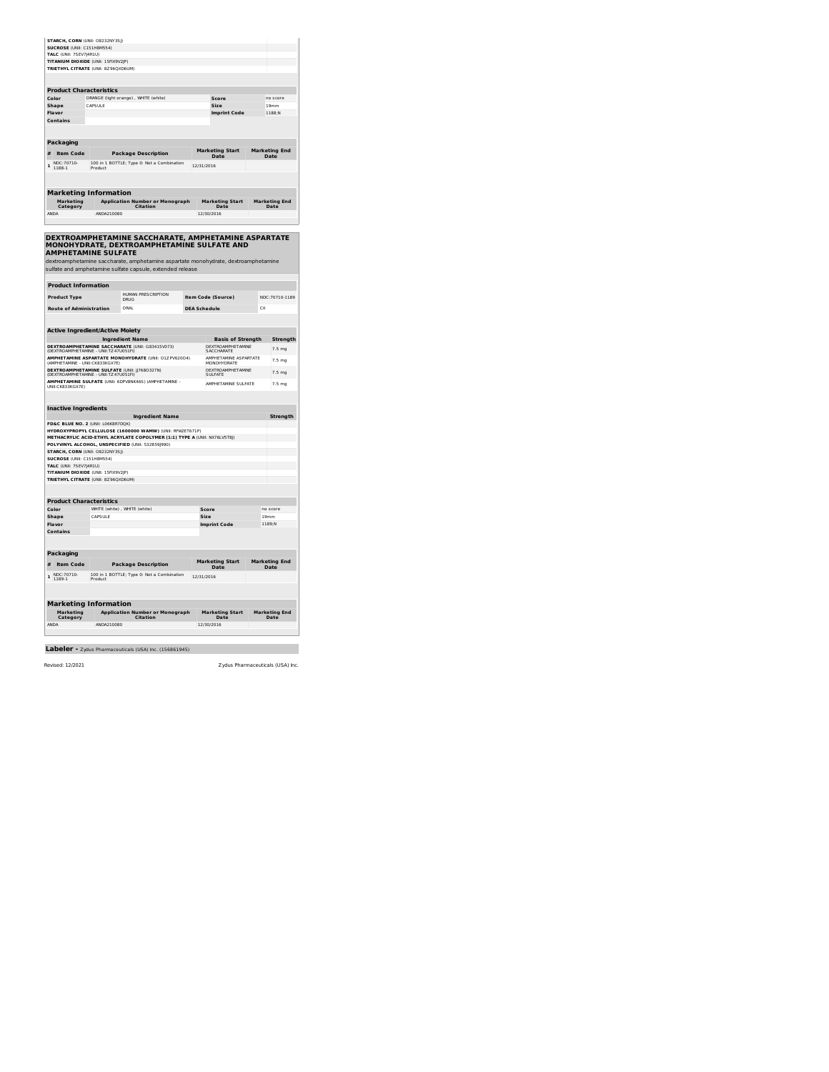| | |
|---|---|
| **STARCH, CORN** (UNII: O8232NY3SJ) | |
| **SUCROSE** (UNII: C151H8M554) | |
| **TALC** (UNII: 7SEV7J4R1U) | |
| **TITANIUM DIOXIDE** (UNII: 15FIX9V2JP) | |
| **TRIETHYL CITRATE** (UNII: 8Z96QXD6UM) | |

**Product Characteristics**

| | | | |
|---|---|---|---|
| **Color** | ORANGE (light orange) , WHITE (white) | **Score** | no score |
| **Shape** | CAPSULE | **Size** | 19mm |
| **Flavor** | | **Imprint Code** | 1188;N |
| **Contains** | | | |

**Packaging**

| # | Item Code | Package Description | Marketing Start Date | Marketing End Date |
|---|---|---|---|---|
| 1 | NDC:70710-1188-1 | 100 in 1 BOTTLE; Type 0: Not a Combination Product | 12/31/2016 | |

**Marketing Information**

| Marketing Category | Application Number or Monograph Citation | Marketing Start Date | Marketing End Date |
|---|---|---|---|
| ANDA | ANDA210080 | 12/30/2016 | |

## DEXTROAMPHETAMINE SACCHARATE, AMPHETAMINE ASPARTATE MONOHYDRATE, DEXTROAMPHETAMINE SULFATE AND AMPHETAMINE SULFATE

dextroamphetamine saccharate, amphetamine aspartate monohydrate, dextroamphetamine sulfate and amphetamine sulfate capsule, extended release

**Product Information**

| | | | |
|---|---|---|---|
| **Product Type** | HUMAN PRESCRIPTION DRUG | **Item Code (Source)** | NDC:70710-1189 |
| **Route of Administration** | ORAL | **DEA Schedule** | CII |

**Active Ingredient/Active Moiety**

| Ingredient Name | Basis of Strength | Strength |
|---|---|---|
| **DEXTROAMPHETAMINE SACCHARATE** (UNII: G83415V073) (DEXTROAMPHETAMINE - UNII:TZ47U051FI) | DEXTROAMPHETAMINE SACCHARATE | 7.5 mg |
| **AMPHETAMINE ASPARTATE MONOHYDRATE** (UNII: O1ZPV620O4) (AMPHETAMINE - UNII:CK833KGX7E) | AMPHETAMINE ASPARTATE MONOHYDRATE | 7.5 mg |
| **DEXTROAMPHETAMINE SULFATE** (UNII: JJ768O327N) (DEXTROAMPHETAMINE - UNII:TZ47U051FI) | DEXTROAMPHETAMINE SULFATE | 7.5 mg |
| **AMPHETAMINE SULFATE** (UNII: 6DPV8NK46S) (AMPHETAMINE - UNII:CK833KGX7E) | AMPHETAMINE SULFATE | 7.5 mg |

**Inactive Ingredients**

| Ingredient Name | Strength |
|---|---|
| **FD&C BLUE NO. 2** (UNII: L06K8R7DQK) | |
| **HYDROXYPROPYL CELLULOSE (1600000 WAMW)** (UNII: RFW2ET671P) | |
| **METHACRYLIC ACID-ETHYL ACRYLATE COPOLYMER (1:1) TYPE A** (UNII: NX76LV5T8J) | |
| **POLYVINYL ALCOHOL, UNSPECIFIED** (UNII: 532B59J990) | |
| **STARCH, CORN** (UNII: O8232NY3SJ) | |
| **SUCROSE** (UNII: C151H8M554) | |
| **TALC** (UNII: 7SEV7J4R1U) | |
| **TITANIUM DIOXIDE** (UNII: 15FIX9V2JP) | |
| **TRIETHYL CITRATE** (UNII: 8Z96QXD6UM) | |

**Product Characteristics**

| | | | |
|---|---|---|---|
| **Color** | WHITE (white) , WHITE (white) | **Score** | no score |
| **Shape** | CAPSULE | **Size** | 19mm |
| **Flavor** | | **Imprint Code** | 1189;N |
| **Contains** | | | |

**Packaging**

| # | Item Code | Package Description | Marketing Start Date | Marketing End Date |
|---|---|---|---|---|
| 1 | NDC:70710-1189-1 | 100 in 1 BOTTLE; Type 0: Not a Combination Product | 12/31/2016 | |

**Marketing Information**

| Marketing Category | Application Number or Monograph Citation | Marketing Start Date | Marketing End Date |
|---|---|---|---|
| ANDA | ANDA210080 | 12/30/2016 | |

**Labeler -** Zydus Pharmaceuticals (USA) Inc. (156861945)

Revised: 12/2021

Zydus Pharmaceuticals (USA) Inc.